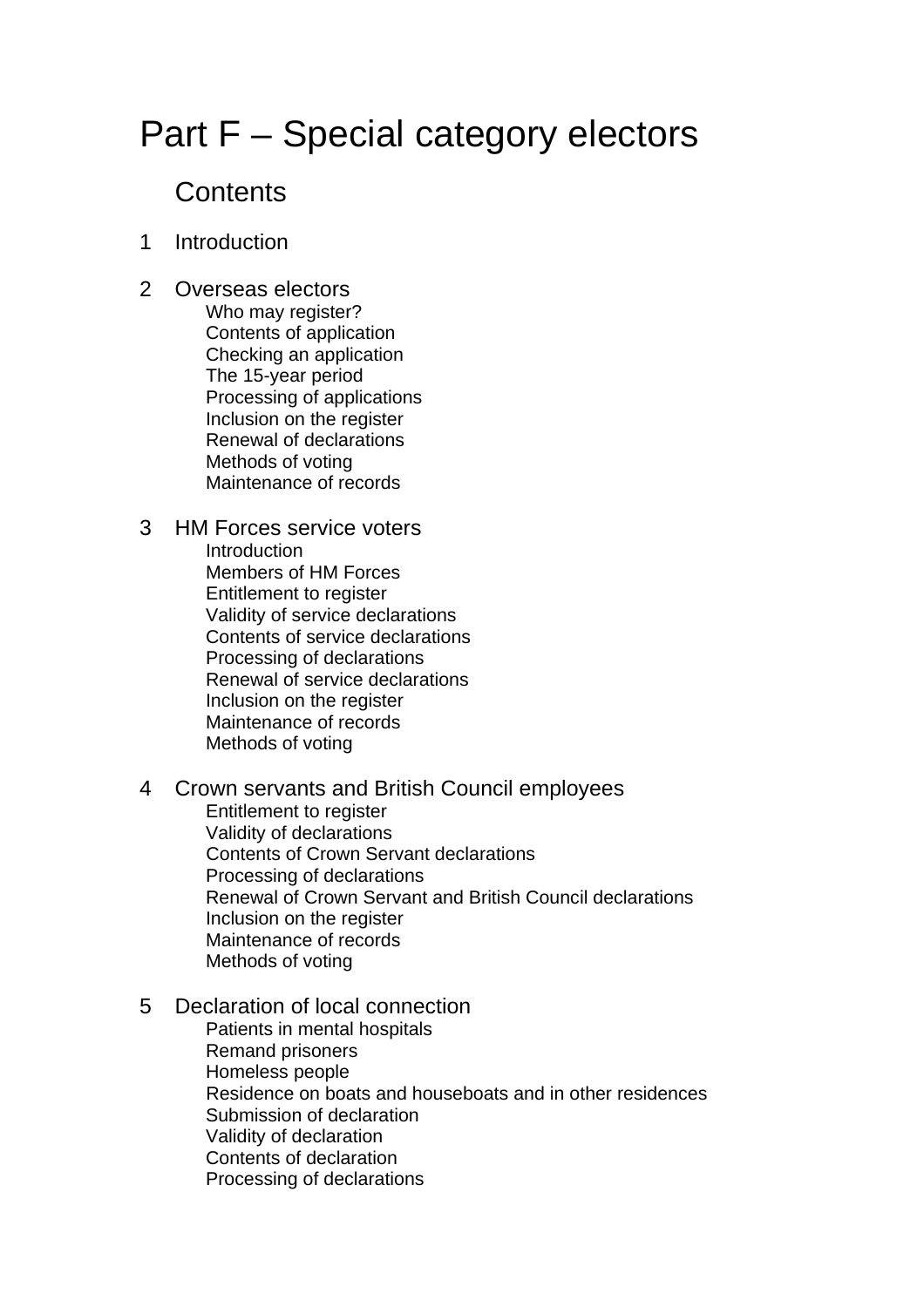# Part F – Special category electors

## Contents

1 Introduction

2 Overseas electors
- Who may register?
- Contents of application
- Checking an application
- The 15-year period
- Processing of applications
- Inclusion on the register
- Renewal of declarations
- Methods of voting
- Maintenance of records

3 HM Forces service voters
- Introduction
- Members of HM Forces
- Entitlement to register
- Validity of service declarations
- Contents of service declarations
- Processing of declarations
- Renewal of service declarations
- Inclusion on the register
- Maintenance of records
- Methods of voting

4 Crown servants and British Council employees
- Entitlement to register
- Validity of declarations
- Contents of Crown Servant declarations
- Processing of declarations
- Renewal of Crown Servant and British Council declarations
- Inclusion on the register
- Maintenance of records
- Methods of voting

5 Declaration of local connection
- Patients in mental hospitals
- Remand prisoners
- Homeless people
- Residence on boats and houseboats and in other residences
- Submission of declaration
- Validity of declaration
- Contents of declaration
- Processing of declarations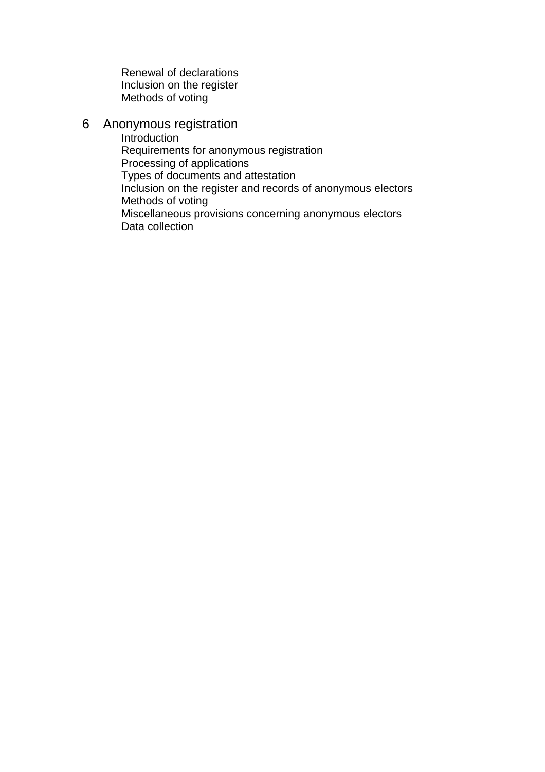Renewal of declarations
Inclusion on the register
Methods of voting

6 Anonymous registration

Introduction
Requirements for anonymous registration
Processing of applications
Types of documents and attestation
Inclusion on the register and records of anonymous electors
Methods of voting
Miscellaneous provisions concerning anonymous electors
Data collection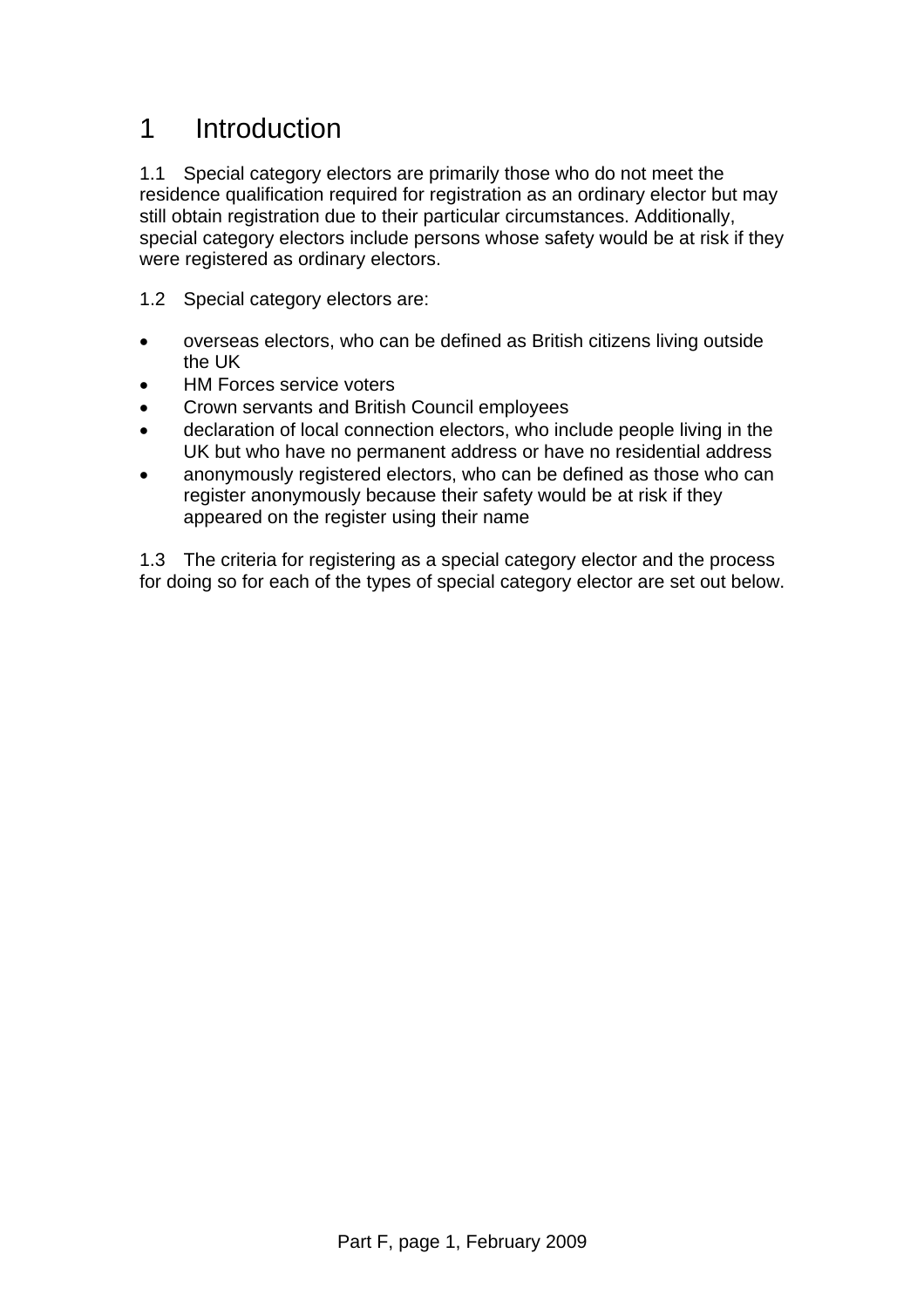# 1 Introduction

1.1 Special category electors are primarily those who do not meet the residence qualification required for registration as an ordinary elector but may still obtain registration due to their particular circumstances. Additionally, special category electors include persons whose safety would be at risk if they were registered as ordinary electors.

1.2 Special category electors are:

- overseas electors, who can be defined as British citizens living outside the UK
- HM Forces service voters
- Crown servants and British Council employees
- declaration of local connection electors, who include people living in the UK but who have no permanent address or have no residential address
- anonymously registered electors, who can be defined as those who can register anonymously because their safety would be at risk if they appeared on the register using their name

1.3 The criteria for registering as a special category elector and the process for doing so for each of the types of special category elector are set out below.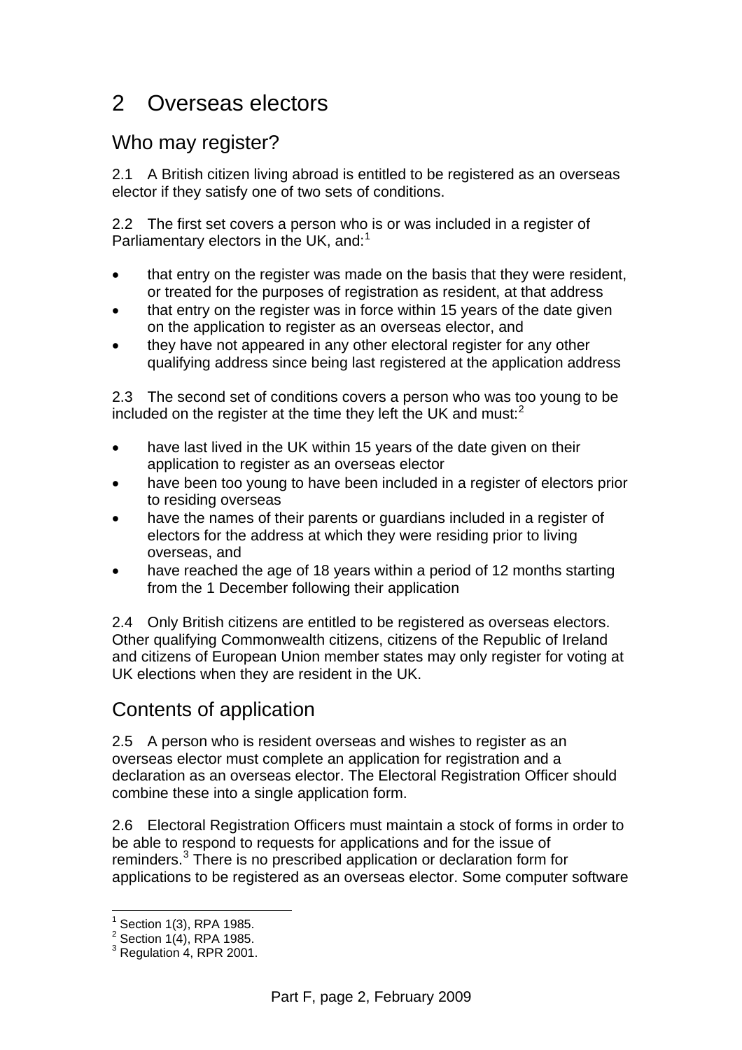# 2 Overseas electors

## Who may register?

2.1 A British citizen living abroad is entitled to be registered as an overseas elector if they satisfy one of two sets of conditions.

2.2 The first set covers a person who is or was included in a register of Parliamentary electors in the UK, and:[1]

- that entry on the register was made on the basis that they were resident, or treated for the purposes of registration as resident, at that address
- that entry on the register was in force within 15 years of the date given on the application to register as an overseas elector, and
- they have not appeared in any other electoral register for any other qualifying address since being last registered at the application address

2.3 The second set of conditions covers a person who was too young to be included on the register at the time they left the UK and must:[2]

- have last lived in the UK within 15 years of the date given on their application to register as an overseas elector
- have been too young to have been included in a register of electors prior to residing overseas
- have the names of their parents or guardians included in a register of electors for the address at which they were residing prior to living overseas, and
- have reached the age of 18 years within a period of 12 months starting from the 1 December following their application

2.4 Only British citizens are entitled to be registered as overseas electors. Other qualifying Commonwealth citizens, citizens of the Republic of Ireland and citizens of European Union member states may only register for voting at UK elections when they are resident in the UK.

## Contents of application

2.5 A person who is resident overseas and wishes to register as an overseas elector must complete an application for registration and a declaration as an overseas elector. The Electoral Registration Officer should combine these into a single application form.

2.6 Electoral Registration Officers must maintain a stock of forms in order to be able to respond to requests for applications and for the issue of reminders.[3] There is no prescribed application or declaration form for applications to be registered as an overseas elector. Some computer software

[1] Section 1(3), RPA 1985.
[2] Section 1(4), RPA 1985.
[3] Regulation 4, RPR 2001.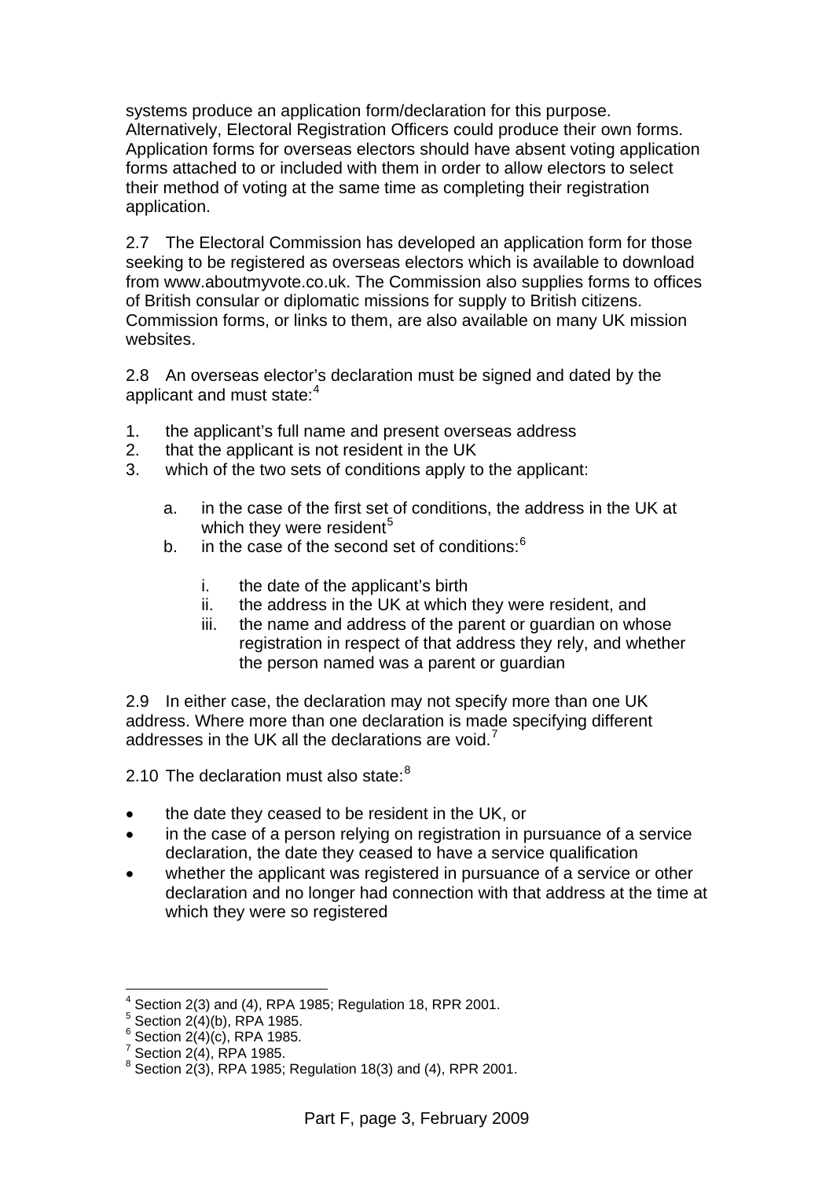systems produce an application form/declaration for this purpose. Alternatively, Electoral Registration Officers could produce their own forms. Application forms for overseas electors should have absent voting application forms attached to or included with them in order to allow electors to select their method of voting at the same time as completing their registration application.

2.7 The Electoral Commission has developed an application form for those seeking to be registered as overseas electors which is available to download from www.aboutmyvote.co.uk. The Commission also supplies forms to offices of British consular or diplomatic missions for supply to British citizens. Commission forms, or links to them, are also available on many UK mission websites.

2.8 An overseas elector's declaration must be signed and dated by the applicant and must state:[4]

1. the applicant's full name and present overseas address
2. that the applicant is not resident in the UK
3. which of the two sets of conditions apply to the applicant:

    a. in the case of the first set of conditions, the address in the UK at which they were resident[5]
    b. in the case of the second set of conditions:[6]

        i. the date of the applicant's birth
        ii. the address in the UK at which they were resident, and
        iii. the name and address of the parent or guardian on whose registration in respect of that address they rely, and whether the person named was a parent or guardian

2.9 In either case, the declaration may not specify more than one UK address. Where more than one declaration is made specifying different addresses in the UK all the declarations are void.[7]

2.10 The declaration must also state:[8]

- the date they ceased to be resident in the UK, or
- in the case of a person relying on registration in pursuance of a service declaration, the date they ceased to have a service qualification
- whether the applicant was registered in pursuance of a service or other declaration and no longer had connection with that address at the time at which they were so registered

---

[4] Section 2(3) and (4), RPA 1985; Regulation 18, RPR 2001.
[5] Section 2(4)(b), RPA 1985.
[6] Section 2(4)(c), RPA 1985.
[7] Section 2(4), RPA 1985.
[8] Section 2(3), RPA 1985; Regulation 18(3) and (4), RPR 2001.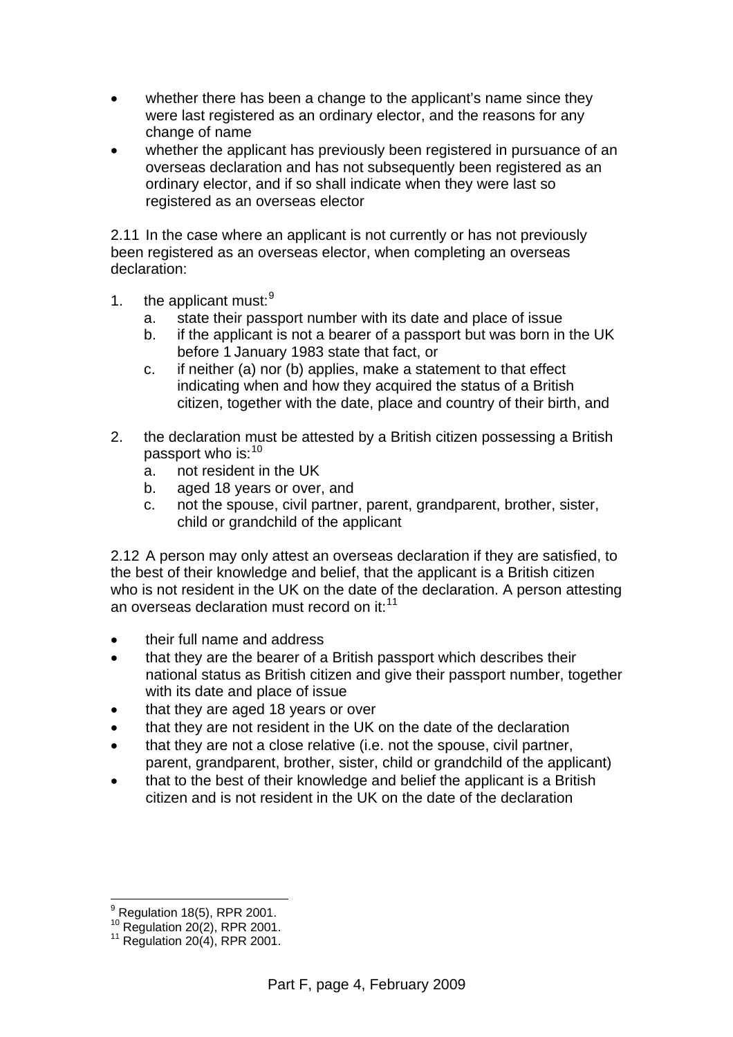- whether there has been a change to the applicant's name since they were last registered as an ordinary elector, and the reasons for any change of name
- whether the applicant has previously been registered in pursuance of an overseas declaration and has not subsequently been registered as an ordinary elector, and if so shall indicate when they were last so registered as an overseas elector

2.11 In the case where an applicant is not currently or has not previously been registered as an overseas elector, when completing an overseas declaration:

1. the applicant must:[9]
   a. state their passport number with its date and place of issue
   b. if the applicant is not a bearer of a passport but was born in the UK before 1 January 1983 state that fact, or
   c. if neither (a) nor (b) applies, make a statement to that effect indicating when and how they acquired the status of a British citizen, together with the date, place and country of their birth, and

2. the declaration must be attested by a British citizen possessing a British passport who is:[10]
   a. not resident in the UK
   b. aged 18 years or over, and
   c. not the spouse, civil partner, parent, grandparent, brother, sister, child or grandchild of the applicant

2.12 A person may only attest an overseas declaration if they are satisfied, to the best of their knowledge and belief, that the applicant is a British citizen who is not resident in the UK on the date of the declaration. A person attesting an overseas declaration must record on it:[11]

- their full name and address
- that they are the bearer of a British passport which describes their national status as British citizen and give their passport number, together with its date and place of issue
- that they are aged 18 years or over
- that they are not resident in the UK on the date of the declaration
- that they are not a close relative (i.e. not the spouse, civil partner, parent, grandparent, brother, sister, child or grandchild of the applicant)
- that to the best of their knowledge and belief the applicant is a British citizen and is not resident in the UK on the date of the declaration

---

[9] Regulation 18(5), RPR 2001.

[10] Regulation 20(2), RPR 2001.

[11] Regulation 20(4), RPR 2001.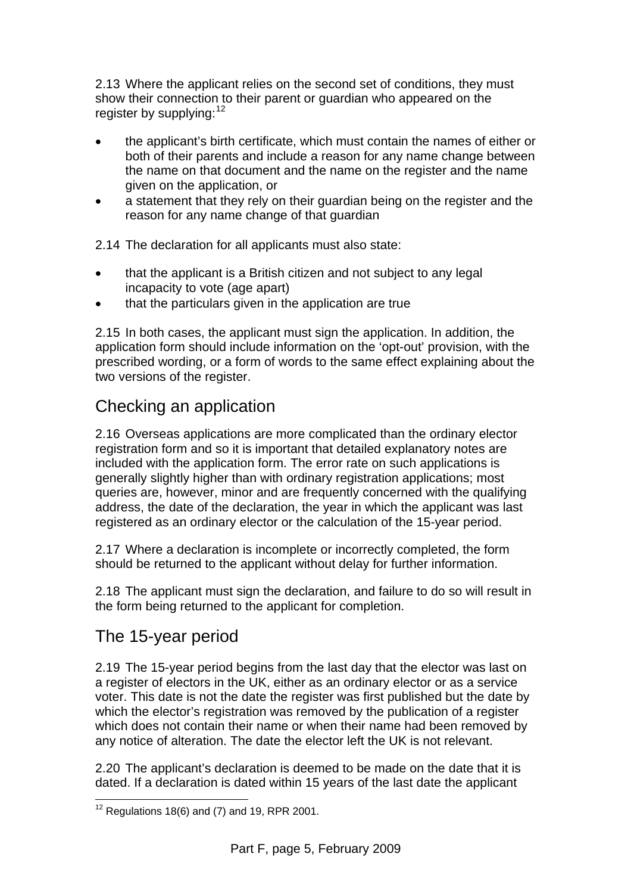2.13 Where the applicant relies on the second set of conditions, they must show their connection to their parent or guardian who appeared on the register by supplying:[12]

- the applicant's birth certificate, which must contain the names of either or both of their parents and include a reason for any name change between the name on that document and the name on the register and the name given on the application, or
- a statement that they rely on their guardian being on the register and the reason for any name change of that guardian

2.14 The declaration for all applicants must also state:

- that the applicant is a British citizen and not subject to any legal incapacity to vote (age apart)
- that the particulars given in the application are true

2.15 In both cases, the applicant must sign the application. In addition, the application form should include information on the 'opt-out' provision, with the prescribed wording, or a form of words to the same effect explaining about the two versions of the register.

## Checking an application

2.16 Overseas applications are more complicated than the ordinary elector registration form and so it is important that detailed explanatory notes are included with the application form. The error rate on such applications is generally slightly higher than with ordinary registration applications; most queries are, however, minor and are frequently concerned with the qualifying address, the date of the declaration, the year in which the applicant was last registered as an ordinary elector or the calculation of the 15-year period.

2.17 Where a declaration is incomplete or incorrectly completed, the form should be returned to the applicant without delay for further information.

2.18 The applicant must sign the declaration, and failure to do so will result in the form being returned to the applicant for completion.

## The 15-year period

2.19 The 15-year period begins from the last day that the elector was last on a register of electors in the UK, either as an ordinary elector or as a service voter. This date is not the date the register was first published but the date by which the elector's registration was removed by the publication of a register which does not contain their name or when their name had been removed by any notice of alteration. The date the elector left the UK is not relevant.

2.20 The applicant's declaration is deemed to be made on the date that it is dated. If a declaration is dated within 15 years of the last date the applicant

[12] Regulations 18(6) and (7) and 19, RPR 2001.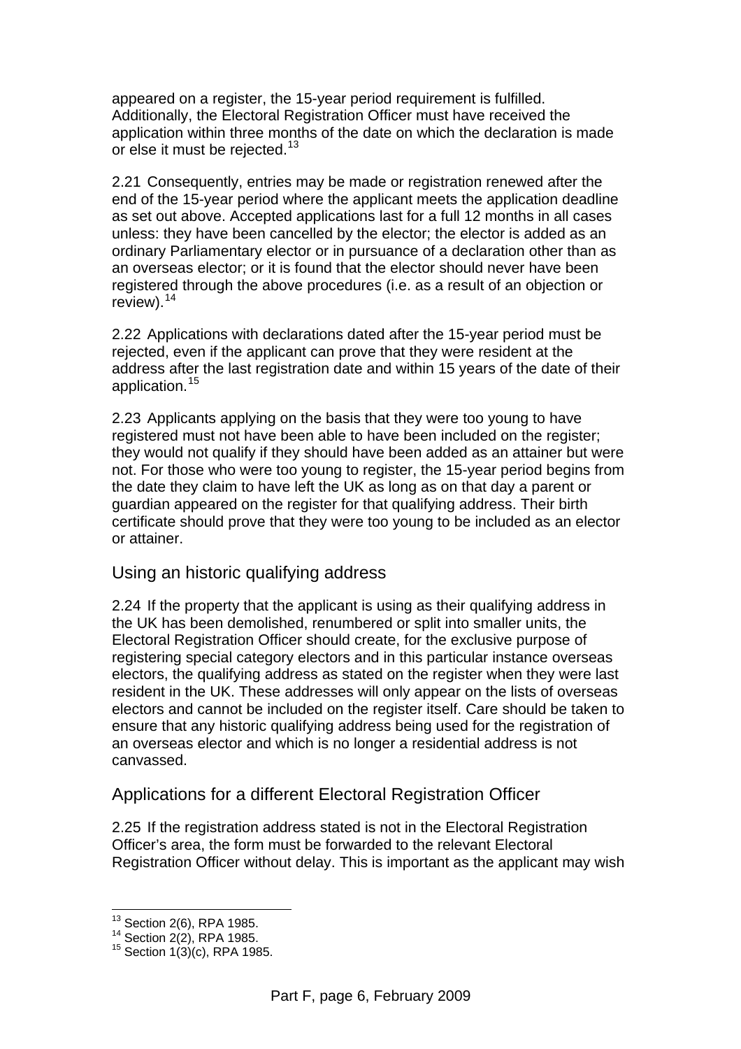appeared on a register, the 15-year period requirement is fulfilled. Additionally, the Electoral Registration Officer must have received the application within three months of the date on which the declaration is made or else it must be rejected.[13]

2.21 Consequently, entries may be made or registration renewed after the end of the 15-year period where the applicant meets the application deadline as set out above. Accepted applications last for a full 12 months in all cases unless: they have been cancelled by the elector; the elector is added as an ordinary Parliamentary elector or in pursuance of a declaration other than as an overseas elector; or it is found that the elector should never have been registered through the above procedures (i.e. as a result of an objection or review).[14]

2.22 Applications with declarations dated after the 15-year period must be rejected, even if the applicant can prove that they were resident at the address after the last registration date and within 15 years of the date of their application.[15]

2.23 Applicants applying on the basis that they were too young to have registered must not have been able to have been included on the register; they would not qualify if they should have been added as an attainer but were not. For those who were too young to register, the 15-year period begins from the date they claim to have left the UK as long as on that day a parent or guardian appeared on the register for that qualifying address. Their birth certificate should prove that they were too young to be included as an elector or attainer.

## Using an historic qualifying address

2.24 If the property that the applicant is using as their qualifying address in the UK has been demolished, renumbered or split into smaller units, the Electoral Registration Officer should create, for the exclusive purpose of registering special category electors and in this particular instance overseas electors, the qualifying address as stated on the register when they were last resident in the UK. These addresses will only appear on the lists of overseas electors and cannot be included on the register itself. Care should be taken to ensure that any historic qualifying address being used for the registration of an overseas elector and which is no longer a residential address is not canvassed.

## Applications for a different Electoral Registration Officer

2.25 If the registration address stated is not in the Electoral Registration Officer's area, the form must be forwarded to the relevant Electoral Registration Officer without delay. This is important as the applicant may wish

[13] Section 2(6), RPA 1985.
[14] Section 2(2), RPA 1985.
[15] Section 1(3)(c), RPA 1985.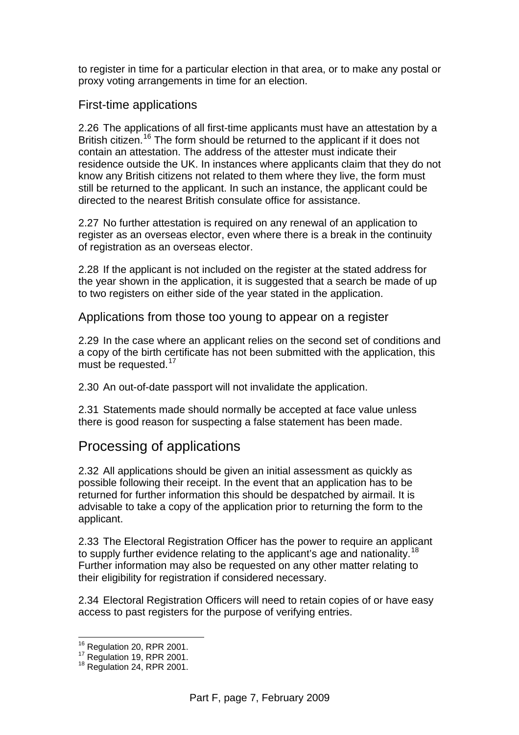to register in time for a particular election in that area, or to make any postal or proxy voting arrangements in time for an election.

### First-time applications

2.26 The applications of all first-time applicants must have an attestation by a British citizen.[16] The form should be returned to the applicant if it does not contain an attestation. The address of the attester must indicate their residence outside the UK. In instances where applicants claim that they do not know any British citizens not related to them where they live, the form must still be returned to the applicant. In such an instance, the applicant could be directed to the nearest British consulate office for assistance.

2.27 No further attestation is required on any renewal of an application to register as an overseas elector, even where there is a break in the continuity of registration as an overseas elector.

2.28 If the applicant is not included on the register at the stated address for the year shown in the application, it is suggested that a search be made of up to two registers on either side of the year stated in the application.

### Applications from those too young to appear on a register

2.29 In the case where an applicant relies on the second set of conditions and a copy of the birth certificate has not been submitted with the application, this must be requested.[17]

2.30 An out-of-date passport will not invalidate the application.

2.31 Statements made should normally be accepted at face value unless there is good reason for suspecting a false statement has been made.

## Processing of applications

2.32 All applications should be given an initial assessment as quickly as possible following their receipt. In the event that an application has to be returned for further information this should be despatched by airmail. It is advisable to take a copy of the application prior to returning the form to the applicant.

2.33 The Electoral Registration Officer has the power to require an applicant to supply further evidence relating to the applicant's age and nationality.[18] Further information may also be requested on any other matter relating to their eligibility for registration if considered necessary.

2.34 Electoral Registration Officers will need to retain copies of or have easy access to past registers for the purpose of verifying entries.

[16] Regulation 20, RPR 2001.
[17] Regulation 19, RPR 2001.
[18] Regulation 24, RPR 2001.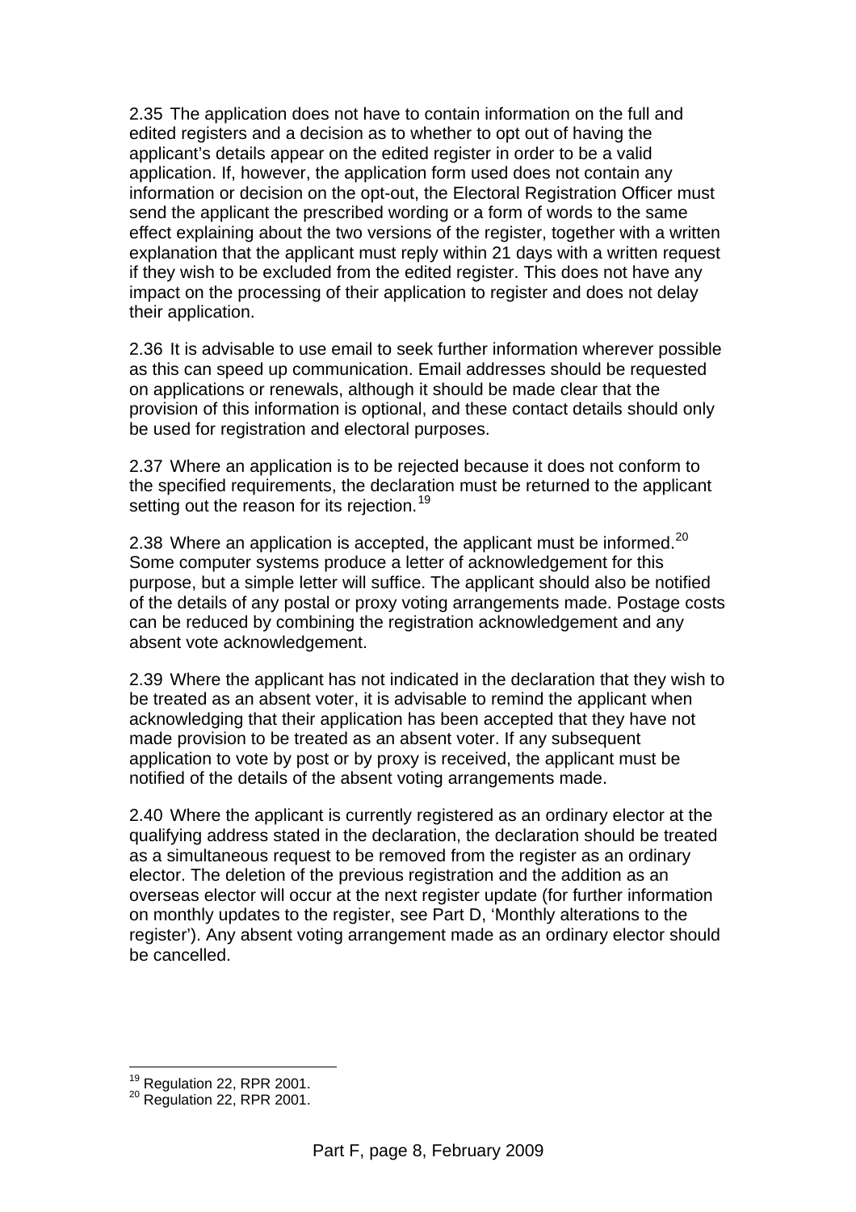2.35 The application does not have to contain information on the full and edited registers and a decision as to whether to opt out of having the applicant's details appear on the edited register in order to be a valid application. If, however, the application form used does not contain any information or decision on the opt-out, the Electoral Registration Officer must send the applicant the prescribed wording or a form of words to the same effect explaining about the two versions of the register, together with a written explanation that the applicant must reply within 21 days with a written request if they wish to be excluded from the edited register. This does not have any impact on the processing of their application to register and does not delay their application.

2.36 It is advisable to use email to seek further information wherever possible as this can speed up communication. Email addresses should be requested on applications or renewals, although it should be made clear that the provision of this information is optional, and these contact details should only be used for registration and electoral purposes.

2.37 Where an application is to be rejected because it does not conform to the specified requirements, the declaration must be returned to the applicant setting out the reason for its rejection.[19]

2.38 Where an application is accepted, the applicant must be informed.[20] Some computer systems produce a letter of acknowledgement for this purpose, but a simple letter will suffice. The applicant should also be notified of the details of any postal or proxy voting arrangements made. Postage costs can be reduced by combining the registration acknowledgement and any absent vote acknowledgement.

2.39 Where the applicant has not indicated in the declaration that they wish to be treated as an absent voter, it is advisable to remind the applicant when acknowledging that their application has been accepted that they have not made provision to be treated as an absent voter. If any subsequent application to vote by post or by proxy is received, the applicant must be notified of the details of the absent voting arrangements made.

2.40 Where the applicant is currently registered as an ordinary elector at the qualifying address stated in the declaration, the declaration should be treated as a simultaneous request to be removed from the register as an ordinary elector. The deletion of the previous registration and the addition as an overseas elector will occur at the next register update (for further information on monthly updates to the register, see Part D, 'Monthly alterations to the register'). Any absent voting arrangement made as an ordinary elector should be cancelled.

---

[19] Regulation 22, RPR 2001.
[20] Regulation 22, RPR 2001.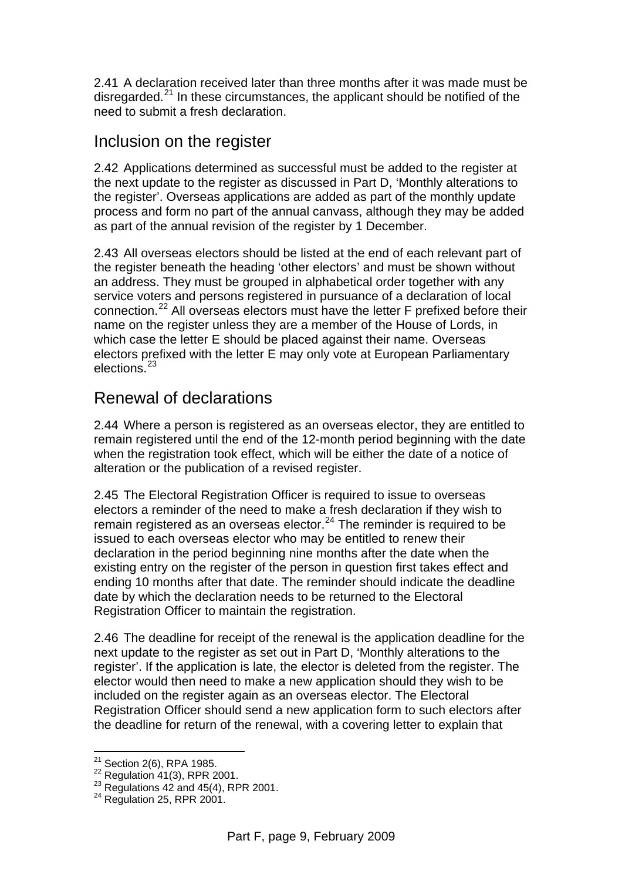2.41 A declaration received later than three months after it was made must be disregarded.[21] In these circumstances, the applicant should be notified of the need to submit a fresh declaration.

## Inclusion on the register

2.42 Applications determined as successful must be added to the register at the next update to the register as discussed in Part D, 'Monthly alterations to the register'. Overseas applications are added as part of the monthly update process and form no part of the annual canvass, although they may be added as part of the annual revision of the register by 1 December.

2.43 All overseas electors should be listed at the end of each relevant part of the register beneath the heading 'other electors' and must be shown without an address. They must be grouped in alphabetical order together with any service voters and persons registered in pursuance of a declaration of local connection.[22] All overseas electors must have the letter F prefixed before their name on the register unless they are a member of the House of Lords, in which case the letter E should be placed against their name. Overseas electors prefixed with the letter E may only vote at European Parliamentary elections.[23]

## Renewal of declarations

2.44 Where a person is registered as an overseas elector, they are entitled to remain registered until the end of the 12-month period beginning with the date when the registration took effect, which will be either the date of a notice of alteration or the publication of a revised register.

2.45 The Electoral Registration Officer is required to issue to overseas electors a reminder of the need to make a fresh declaration if they wish to remain registered as an overseas elector.[24] The reminder is required to be issued to each overseas elector who may be entitled to renew their declaration in the period beginning nine months after the date when the existing entry on the register of the person in question first takes effect and ending 10 months after that date. The reminder should indicate the deadline date by which the declaration needs to be returned to the Electoral Registration Officer to maintain the registration.

2.46 The deadline for receipt of the renewal is the application deadline for the next update to the register as set out in Part D, 'Monthly alterations to the register'. If the application is late, the elector is deleted from the register. The elector would then need to make a new application should they wish to be included on the register again as an overseas elector. The Electoral Registration Officer should send a new application form to such electors after the deadline for return of the renewal, with a covering letter to explain that

---

[21] Section 2(6), RPA 1985.
[22] Regulation 41(3), RPR 2001.
[23] Regulations 42 and 45(4), RPR 2001.
[24] Regulation 25, RPR 2001.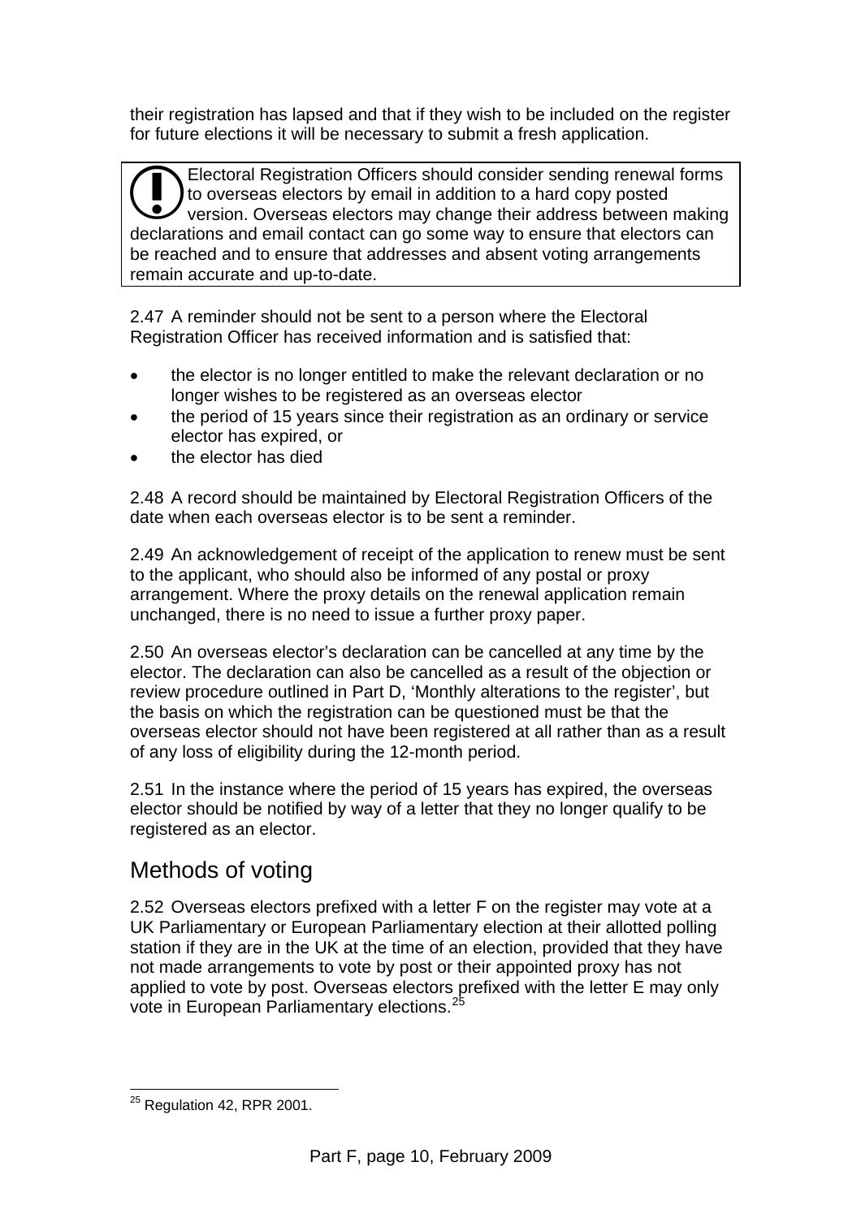their registration has lapsed and that if they wish to be included on the register for future elections it will be necessary to submit a fresh application.

> Electoral Registration Officers should consider sending renewal forms to overseas electors by email in addition to a hard copy posted version. Overseas electors may change their address between making declarations and email contact can go some way to ensure that electors can be reached and to ensure that addresses and absent voting arrangements remain accurate and up-to-date.

2.47 A reminder should not be sent to a person where the Electoral Registration Officer has received information and is satisfied that:

- the elector is no longer entitled to make the relevant declaration or no longer wishes to be registered as an overseas elector
- the period of 15 years since their registration as an ordinary or service elector has expired, or
- the elector has died

2.48 A record should be maintained by Electoral Registration Officers of the date when each overseas elector is to be sent a reminder.

2.49 An acknowledgement of receipt of the application to renew must be sent to the applicant, who should also be informed of any postal or proxy arrangement. Where the proxy details on the renewal application remain unchanged, there is no need to issue a further proxy paper.

2.50 An overseas elector's declaration can be cancelled at any time by the elector. The declaration can also be cancelled as a result of the objection or review procedure outlined in Part D, 'Monthly alterations to the register', but the basis on which the registration can be questioned must be that the overseas elector should not have been registered at all rather than as a result of any loss of eligibility during the 12-month period.

2.51 In the instance where the period of 15 years has expired, the overseas elector should be notified by way of a letter that they no longer qualify to be registered as an elector.

## Methods of voting

2.52 Overseas electors prefixed with a letter F on the register may vote at a UK Parliamentary or European Parliamentary election at their allotted polling station if they are in the UK at the time of an election, provided that they have not made arrangements to vote by post or their appointed proxy has not applied to vote by post. Overseas electors prefixed with the letter E may only vote in European Parliamentary elections.[25]

[25] Regulation 42, RPR 2001.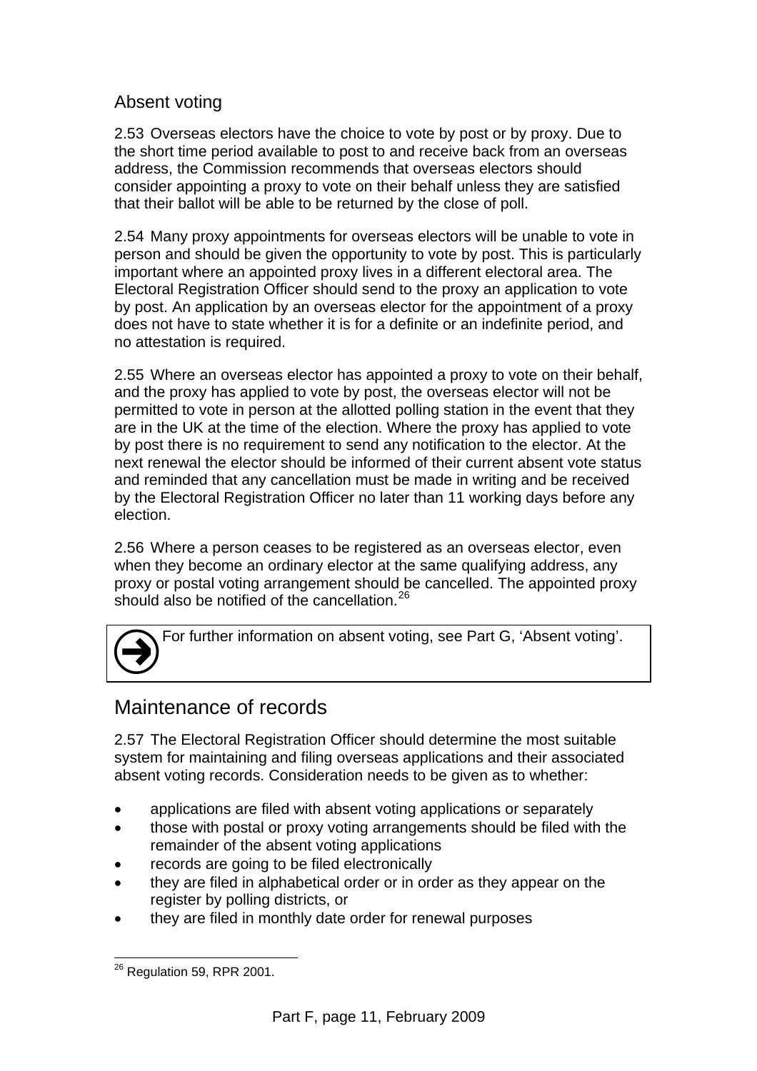## Absent voting

2.53 Overseas electors have the choice to vote by post or by proxy. Due to the short time period available to post to and receive back from an overseas address, the Commission recommends that overseas electors should consider appointing a proxy to vote on their behalf unless they are satisfied that their ballot will be able to be returned by the close of poll.

2.54 Many proxy appointments for overseas electors will be unable to vote in person and should be given the opportunity to vote by post. This is particularly important where an appointed proxy lives in a different electoral area. The Electoral Registration Officer should send to the proxy an application to vote by post. An application by an overseas elector for the appointment of a proxy does not have to state whether it is for a definite or an indefinite period, and no attestation is required.

2.55 Where an overseas elector has appointed a proxy to vote on their behalf, and the proxy has applied to vote by post, the overseas elector will not be permitted to vote in person at the allotted polling station in the event that they are in the UK at the time of the election. Where the proxy has applied to vote by post there is no requirement to send any notification to the elector. At the next renewal the elector should be informed of their current absent vote status and reminded that any cancellation must be made in writing and be received by the Electoral Registration Officer no later than 11 working days before any election.

2.56 Where a person ceases to be registered as an overseas elector, even when they become an ordinary elector at the same qualifying address, any proxy or postal voting arrangement should be cancelled. The appointed proxy should also be notified of the cancellation.[26]

For further information on absent voting, see Part G, 'Absent voting'.

# Maintenance of records

2.57 The Electoral Registration Officer should determine the most suitable system for maintaining and filing overseas applications and their associated absent voting records. Consideration needs to be given as to whether:

- applications are filed with absent voting applications or separately
- those with postal or proxy voting arrangements should be filed with the remainder of the absent voting applications
- records are going to be filed electronically
- they are filed in alphabetical order or in order as they appear on the register by polling districts, or
- they are filed in monthly date order for renewal purposes

[26] Regulation 59, RPR 2001.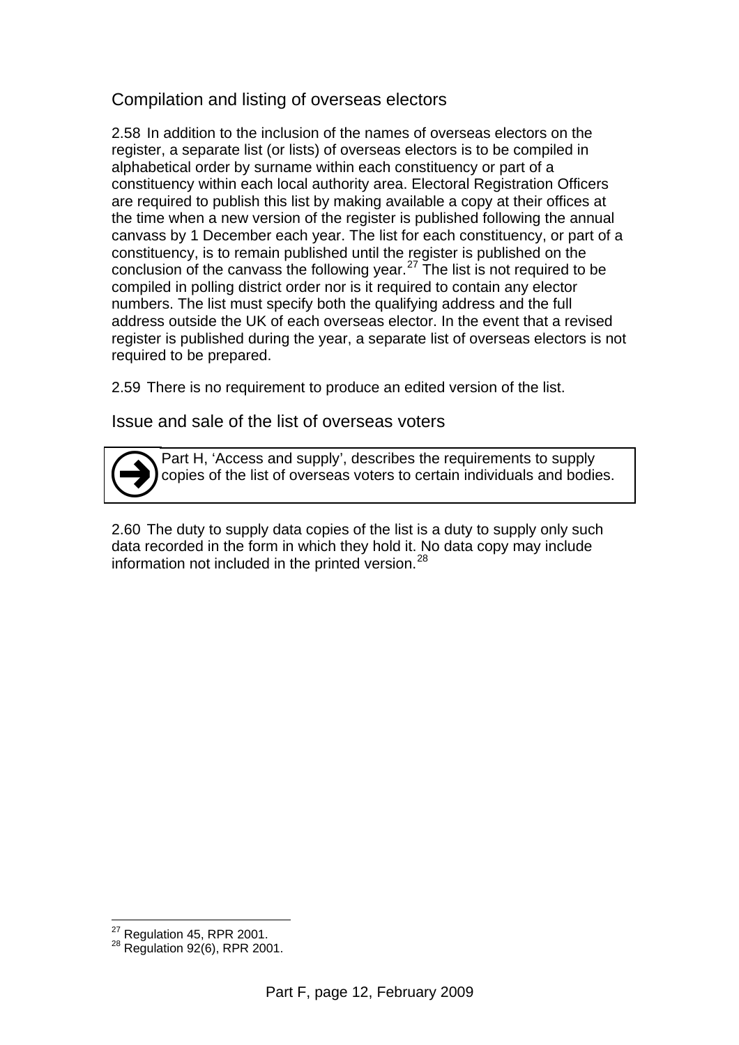## Compilation and listing of overseas electors

2.58 In addition to the inclusion of the names of overseas electors on the register, a separate list (or lists) of overseas electors is to be compiled in alphabetical order by surname within each constituency or part of a constituency within each local authority area. Electoral Registration Officers are required to publish this list by making available a copy at their offices at the time when a new version of the register is published following the annual canvass by 1 December each year. The list for each constituency, or part of a constituency, is to remain published until the register is published on the conclusion of the canvass the following year.[27] The list is not required to be compiled in polling district order nor is it required to contain any elector numbers. The list must specify both the qualifying address and the full address outside the UK of each overseas elector. In the event that a revised register is published during the year, a separate list of overseas electors is not required to be prepared.

2.59 There is no requirement to produce an edited version of the list.

## Issue and sale of the list of overseas voters

> Part H, 'Access and supply', describes the requirements to supply copies of the list of overseas voters to certain individuals and bodies.

2.60 The duty to supply data copies of the list is a duty to supply only such data recorded in the form in which they hold it. No data copy may include information not included in the printed version.[28]

---

[27] Regulation 45, RPR 2001.
[28] Regulation 92(6), RPR 2001.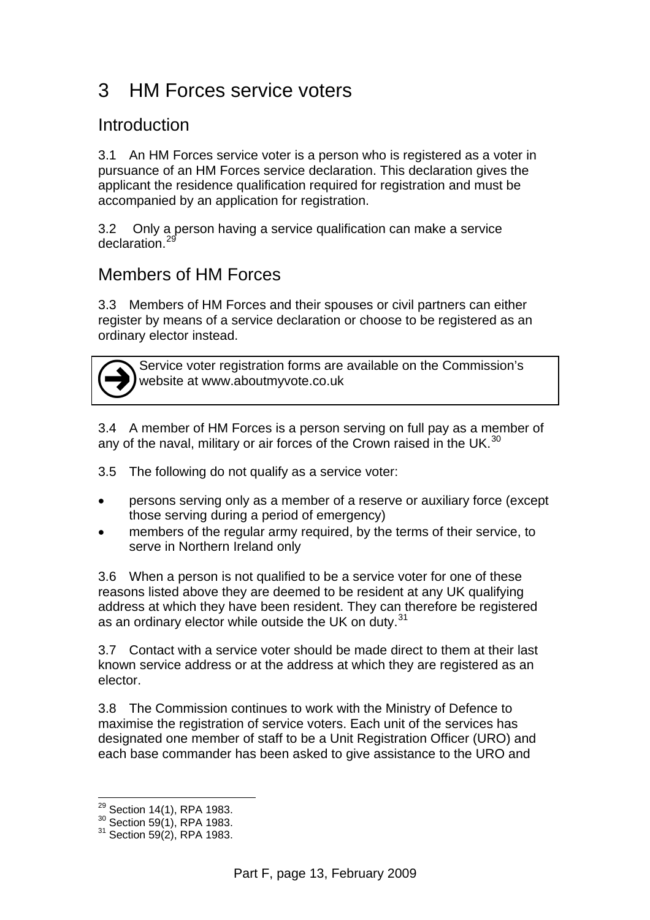# 3 HM Forces service voters

## Introduction

3.1 An HM Forces service voter is a person who is registered as a voter in pursuance of an HM Forces service declaration. This declaration gives the applicant the residence qualification required for registration and must be accompanied by an application for registration.

3.2 Only a person having a service qualification can make a service declaration.[29]

## Members of HM Forces

3.3 Members of HM Forces and their spouses or civil partners can either register by means of a service declaration or choose to be registered as an ordinary elector instead.

> Service voter registration forms are available on the Commission's website at www.aboutmyvote.co.uk

3.4 A member of HM Forces is a person serving on full pay as a member of any of the naval, military or air forces of the Crown raised in the UK.[30]

3.5 The following do not qualify as a service voter:

- persons serving only as a member of a reserve or auxiliary force (except those serving during a period of emergency)
- members of the regular army required, by the terms of their service, to serve in Northern Ireland only

3.6 When a person is not qualified to be a service voter for one of these reasons listed above they are deemed to be resident at any UK qualifying address at which they have been resident. They can therefore be registered as an ordinary elector while outside the UK on duty.[31]

3.7 Contact with a service voter should be made direct to them at their last known service address or at the address at which they are registered as an elector.

3.8 The Commission continues to work with the Ministry of Defence to maximise the registration of service voters. Each unit of the services has designated one member of staff to be a Unit Registration Officer (URO) and each base commander has been asked to give assistance to the URO and

---

[29] Section 14(1), RPA 1983.
[30] Section 59(1), RPA 1983.
[31] Section 59(2), RPA 1983.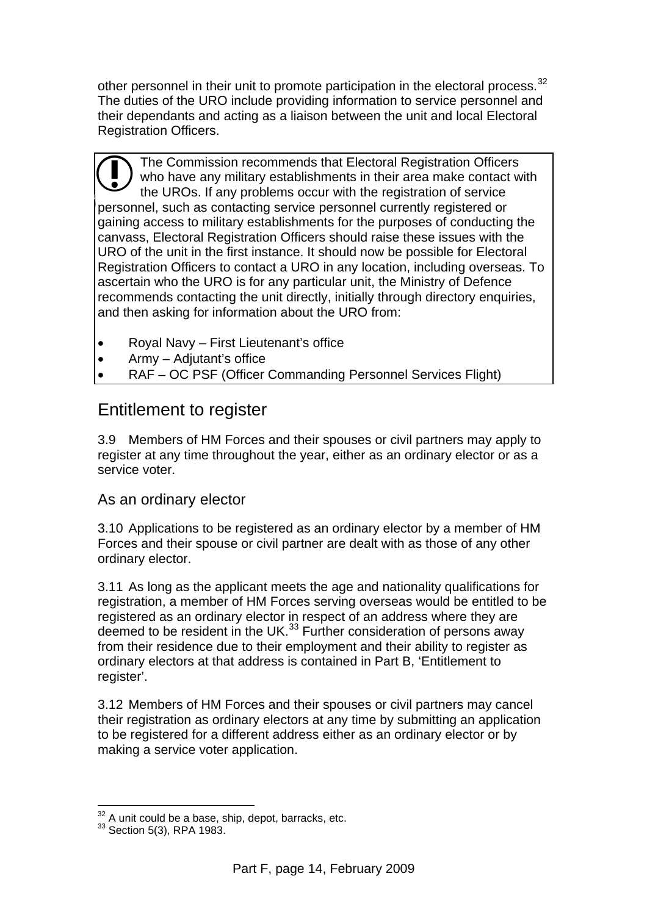other personnel in their unit to promote participation in the electoral process.[32] The duties of the URO include providing information to service personnel and their dependants and acting as a liaison between the unit and local Electoral Registration Officers.

> **!** The Commission recommends that Electoral Registration Officers who have any military establishments in their area make contact with the UROs. If any problems occur with the registration of service personnel, such as contacting service personnel currently registered or gaining access to military establishments for the purposes of conducting the canvass, Electoral Registration Officers should raise these issues with the URO of the unit in the first instance. It should now be possible for Electoral Registration Officers to contact a URO in any location, including overseas. To ascertain who the URO is for any particular unit, the Ministry of Defence recommends contacting the unit directly, initially through directory enquiries, and then asking for information about the URO from:
>
> - Royal Navy – First Lieutenant's office
> - Army – Adjutant's office
> - RAF – OC PSF (Officer Commanding Personnel Services Flight)

## Entitlement to register

3.9 Members of HM Forces and their spouses or civil partners may apply to register at any time throughout the year, either as an ordinary elector or as a service voter.

### As an ordinary elector

3.10 Applications to be registered as an ordinary elector by a member of HM Forces and their spouse or civil partner are dealt with as those of any other ordinary elector.

3.11 As long as the applicant meets the age and nationality qualifications for registration, a member of HM Forces serving overseas would be entitled to be registered as an ordinary elector in respect of an address where they are deemed to be resident in the UK.[33] Further consideration of persons away from their residence due to their employment and their ability to register as ordinary electors at that address is contained in Part B, 'Entitlement to register'.

3.12 Members of HM Forces and their spouses or civil partners may cancel their registration as ordinary electors at any time by submitting an application to be registered for a different address either as an ordinary elector or by making a service voter application.

---

[32] A unit could be a base, ship, depot, barracks, etc.
[33] Section 5(3), RPA 1983.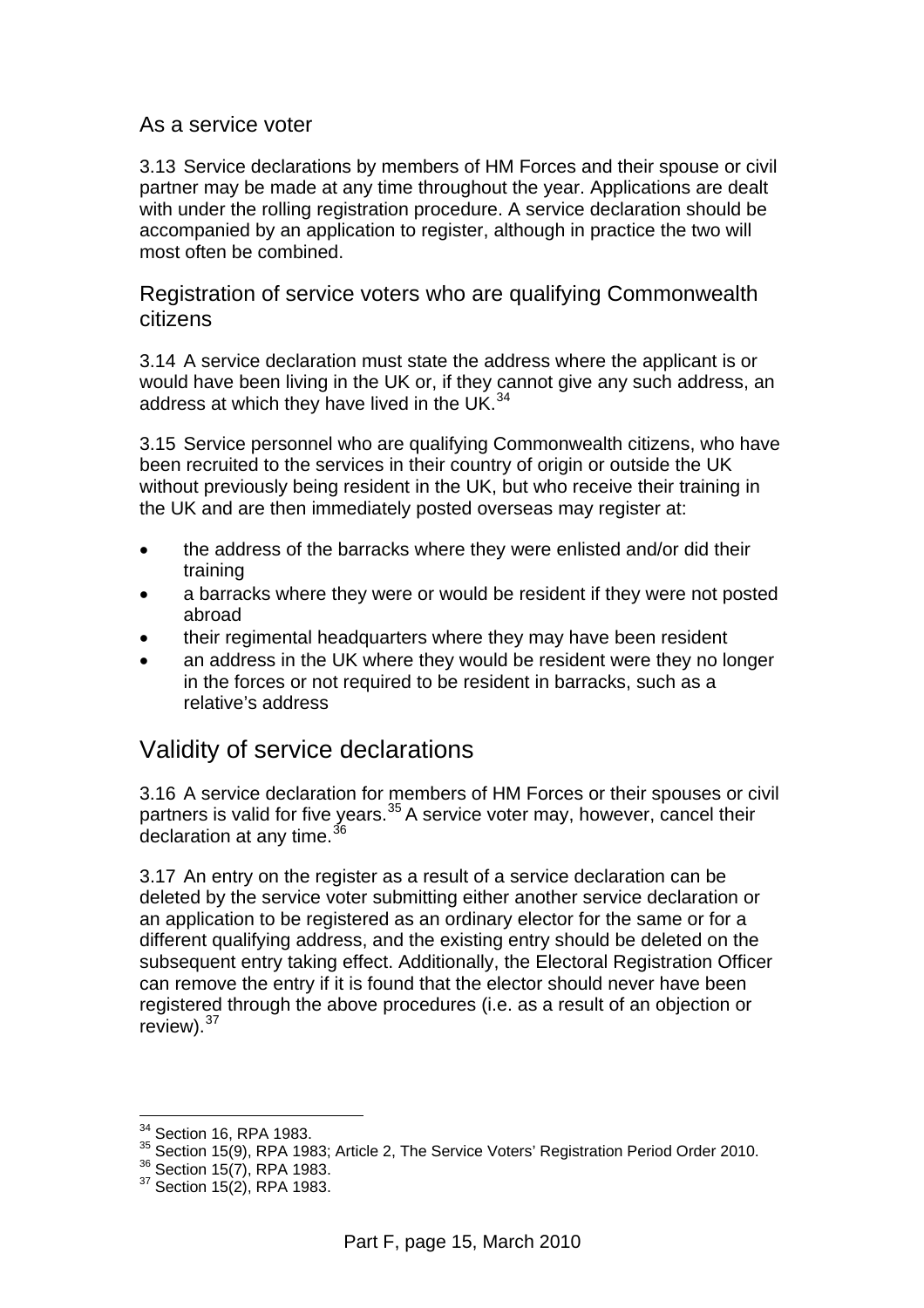### As a service voter

3.13 Service declarations by members of HM Forces and their spouse or civil partner may be made at any time throughout the year. Applications are dealt with under the rolling registration procedure. A service declaration should be accompanied by an application to register, although in practice the two will most often be combined.

### Registration of service voters who are qualifying Commonwealth citizens

3.14 A service declaration must state the address where the applicant is or would have been living in the UK or, if they cannot give any such address, an address at which they have lived in the UK.[34]

3.15 Service personnel who are qualifying Commonwealth citizens, who have been recruited to the services in their country of origin or outside the UK without previously being resident in the UK, but who receive their training in the UK and are then immediately posted overseas may register at:

- the address of the barracks where they were enlisted and/or did their training
- a barracks where they were or would be resident if they were not posted abroad
- their regimental headquarters where they may have been resident
- an address in the UK where they would be resident were they no longer in the forces or not required to be resident in barracks, such as a relative's address

## Validity of service declarations

3.16 A service declaration for members of HM Forces or their spouses or civil partners is valid for five years.[35] A service voter may, however, cancel their declaration at any time.[36]

3.17 An entry on the register as a result of a service declaration can be deleted by the service voter submitting either another service declaration or an application to be registered as an ordinary elector for the same or for a different qualifying address, and the existing entry should be deleted on the subsequent entry taking effect. Additionally, the Electoral Registration Officer can remove the entry if it is found that the elector should never have been registered through the above procedures (i.e. as a result of an objection or review).[37]

---

[34] Section 16, RPA 1983.
[35] Section 15(9), RPA 1983; Article 2, The Service Voters' Registration Period Order 2010.
[36] Section 15(7), RPA 1983.
[37] Section 15(2), RPA 1983.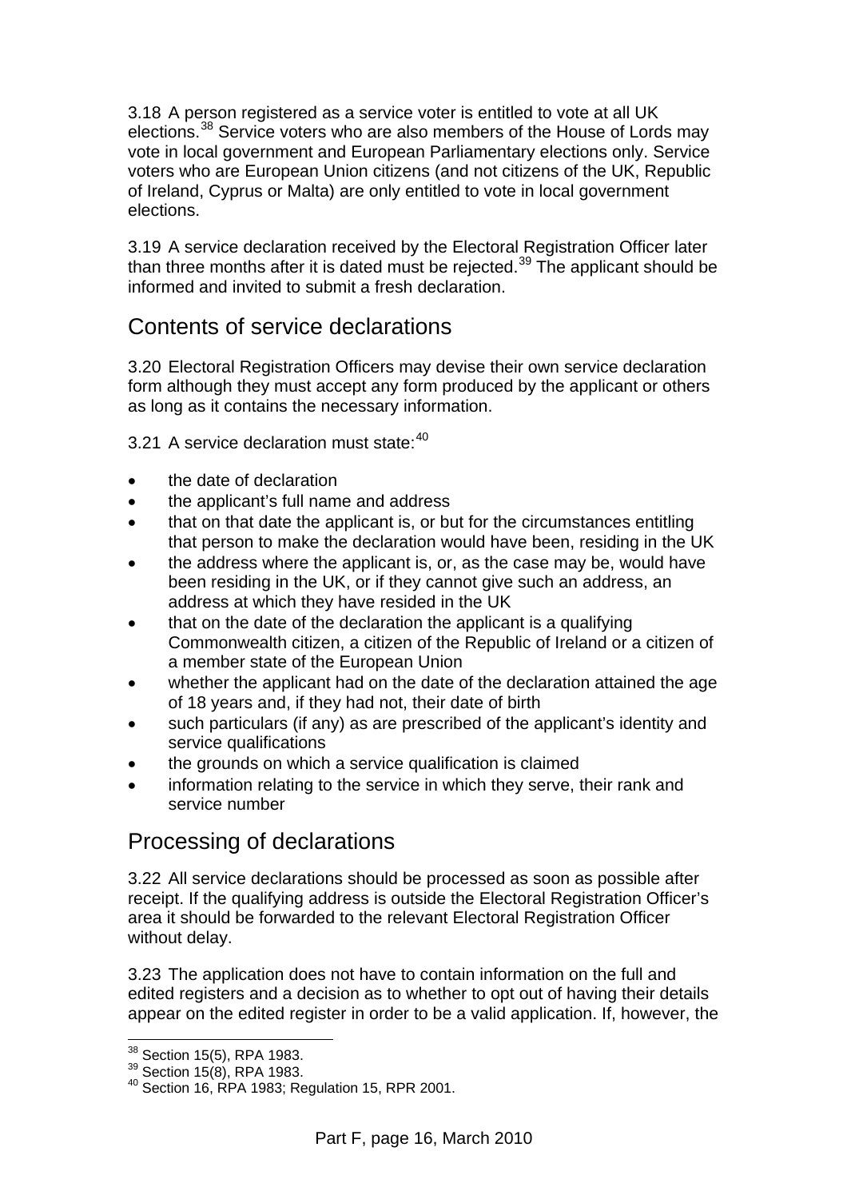3.18 A person registered as a service voter is entitled to vote at all UK elections.[38] Service voters who are also members of the House of Lords may vote in local government and European Parliamentary elections only. Service voters who are European Union citizens (and not citizens of the UK, Republic of Ireland, Cyprus or Malta) are only entitled to vote in local government elections.

3.19 A service declaration received by the Electoral Registration Officer later than three months after it is dated must be rejected.[39] The applicant should be informed and invited to submit a fresh declaration.

## Contents of service declarations

3.20 Electoral Registration Officers may devise their own service declaration form although they must accept any form produced by the applicant or others as long as it contains the necessary information.

3.21 A service declaration must state:[40]

- the date of declaration
- the applicant's full name and address
- that on that date the applicant is, or but for the circumstances entitling that person to make the declaration would have been, residing in the UK
- the address where the applicant is, or, as the case may be, would have been residing in the UK, or if they cannot give such an address, an address at which they have resided in the UK
- that on the date of the declaration the applicant is a qualifying Commonwealth citizen, a citizen of the Republic of Ireland or a citizen of a member state of the European Union
- whether the applicant had on the date of the declaration attained the age of 18 years and, if they had not, their date of birth
- such particulars (if any) as are prescribed of the applicant's identity and service qualifications
- the grounds on which a service qualification is claimed
- information relating to the service in which they serve, their rank and service number

## Processing of declarations

3.22 All service declarations should be processed as soon as possible after receipt. If the qualifying address is outside the Electoral Registration Officer's area it should be forwarded to the relevant Electoral Registration Officer without delay.

3.23 The application does not have to contain information on the full and edited registers and a decision as to whether to opt out of having their details appear on the edited register in order to be a valid application. If, however, the

---

[38] Section 15(5), RPA 1983.
[39] Section 15(8), RPA 1983.
[40] Section 16, RPA 1983; Regulation 15, RPR 2001.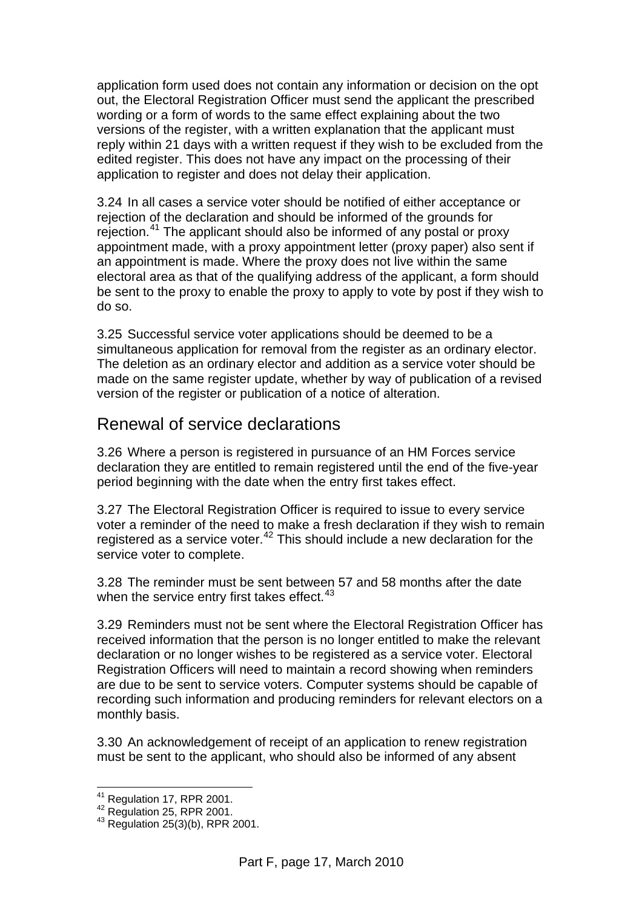application form used does not contain any information or decision on the opt out, the Electoral Registration Officer must send the applicant the prescribed wording or a form of words to the same effect explaining about the two versions of the register, with a written explanation that the applicant must reply within 21 days with a written request if they wish to be excluded from the edited register. This does not have any impact on the processing of their application to register and does not delay their application.

3.24 In all cases a service voter should be notified of either acceptance or rejection of the declaration and should be informed of the grounds for rejection.[41] The applicant should also be informed of any postal or proxy appointment made, with a proxy appointment letter (proxy paper) also sent if an appointment is made. Where the proxy does not live within the same electoral area as that of the qualifying address of the applicant, a form should be sent to the proxy to enable the proxy to apply to vote by post if they wish to do so.

3.25 Successful service voter applications should be deemed to be a simultaneous application for removal from the register as an ordinary elector. The deletion as an ordinary elector and addition as a service voter should be made on the same register update, whether by way of publication of a revised version of the register or publication of a notice of alteration.

## Renewal of service declarations

3.26 Where a person is registered in pursuance of an HM Forces service declaration they are entitled to remain registered until the end of the five-year period beginning with the date when the entry first takes effect.

3.27 The Electoral Registration Officer is required to issue to every service voter a reminder of the need to make a fresh declaration if they wish to remain registered as a service voter.[42] This should include a new declaration for the service voter to complete.

3.28 The reminder must be sent between 57 and 58 months after the date when the service entry first takes effect.[43]

3.29 Reminders must not be sent where the Electoral Registration Officer has received information that the person is no longer entitled to make the relevant declaration or no longer wishes to be registered as a service voter. Electoral Registration Officers will need to maintain a record showing when reminders are due to be sent to service voters. Computer systems should be capable of recording such information and producing reminders for relevant electors on a monthly basis.

3.30 An acknowledgement of receipt of an application to renew registration must be sent to the applicant, who should also be informed of any absent

---

[41] Regulation 17, RPR 2001.

[42] Regulation 25, RPR 2001.

[43] Regulation 25(3)(b), RPR 2001.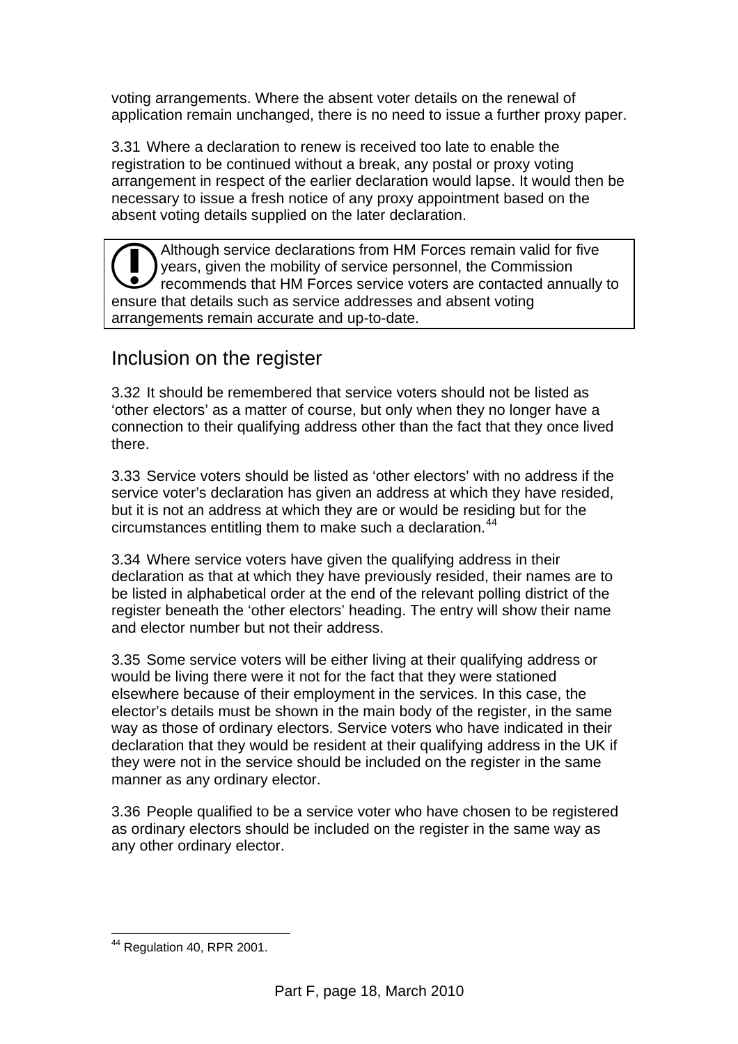voting arrangements. Where the absent voter details on the renewal of application remain unchanged, there is no need to issue a further proxy paper.

3.31 Where a declaration to renew is received too late to enable the registration to be continued without a break, any postal or proxy voting arrangement in respect of the earlier declaration would lapse. It would then be necessary to issue a fresh notice of any proxy appointment based on the absent voting details supplied on the later declaration.

> Although service declarations from HM Forces remain valid for five years, given the mobility of service personnel, the Commission recommends that HM Forces service voters are contacted annually to ensure that details such as service addresses and absent voting arrangements remain accurate and up-to-date.

## Inclusion on the register

3.32 It should be remembered that service voters should not be listed as 'other electors' as a matter of course, but only when they no longer have a connection to their qualifying address other than the fact that they once lived there.

3.33 Service voters should be listed as 'other electors' with no address if the service voter's declaration has given an address at which they have resided, but it is not an address at which they are or would be residing but for the circumstances entitling them to make such a declaration.[44]

3.34 Where service voters have given the qualifying address in their declaration as that at which they have previously resided, their names are to be listed in alphabetical order at the end of the relevant polling district of the register beneath the 'other electors' heading. The entry will show their name and elector number but not their address.

3.35 Some service voters will be either living at their qualifying address or would be living there were it not for the fact that they were stationed elsewhere because of their employment in the services. In this case, the elector's details must be shown in the main body of the register, in the same way as those of ordinary electors. Service voters who have indicated in their declaration that they would be resident at their qualifying address in the UK if they were not in the service should be included on the register in the same manner as any ordinary elector.

3.36 People qualified to be a service voter who have chosen to be registered as ordinary electors should be included on the register in the same way as any other ordinary elector.

[44] Regulation 40, RPR 2001.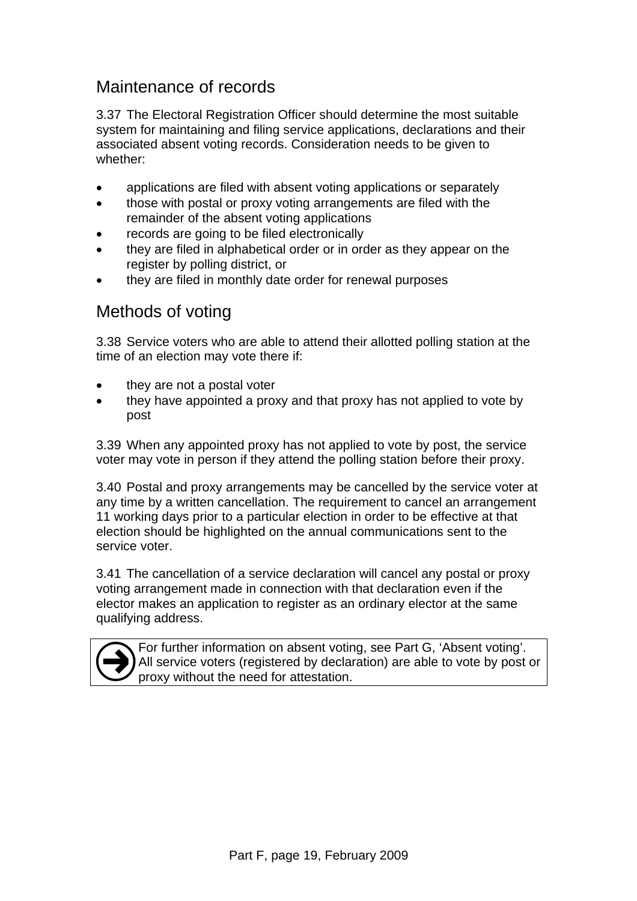## Maintenance of records

3.37 The Electoral Registration Officer should determine the most suitable system for maintaining and filing service applications, declarations and their associated absent voting records. Consideration needs to be given to whether:

- applications are filed with absent voting applications or separately
- those with postal or proxy voting arrangements are filed with the remainder of the absent voting applications
- records are going to be filed electronically
- they are filed in alphabetical order or in order as they appear on the register by polling district, or
- they are filed in monthly date order for renewal purposes

## Methods of voting

3.38 Service voters who are able to attend their allotted polling station at the time of an election may vote there if:

- they are not a postal voter
- they have appointed a proxy and that proxy has not applied to vote by post

3.39 When any appointed proxy has not applied to vote by post, the service voter may vote in person if they attend the polling station before their proxy.

3.40 Postal and proxy arrangements may be cancelled by the service voter at any time by a written cancellation. The requirement to cancel an arrangement 11 working days prior to a particular election in order to be effective at that election should be highlighted on the annual communications sent to the service voter.

3.41 The cancellation of a service declaration will cancel any postal or proxy voting arrangement made in connection with that declaration even if the elector makes an application to register as an ordinary elector at the same qualifying address.

> For further information on absent voting, see Part G, 'Absent voting'. All service voters (registered by declaration) are able to vote by post or proxy without the need for attestation.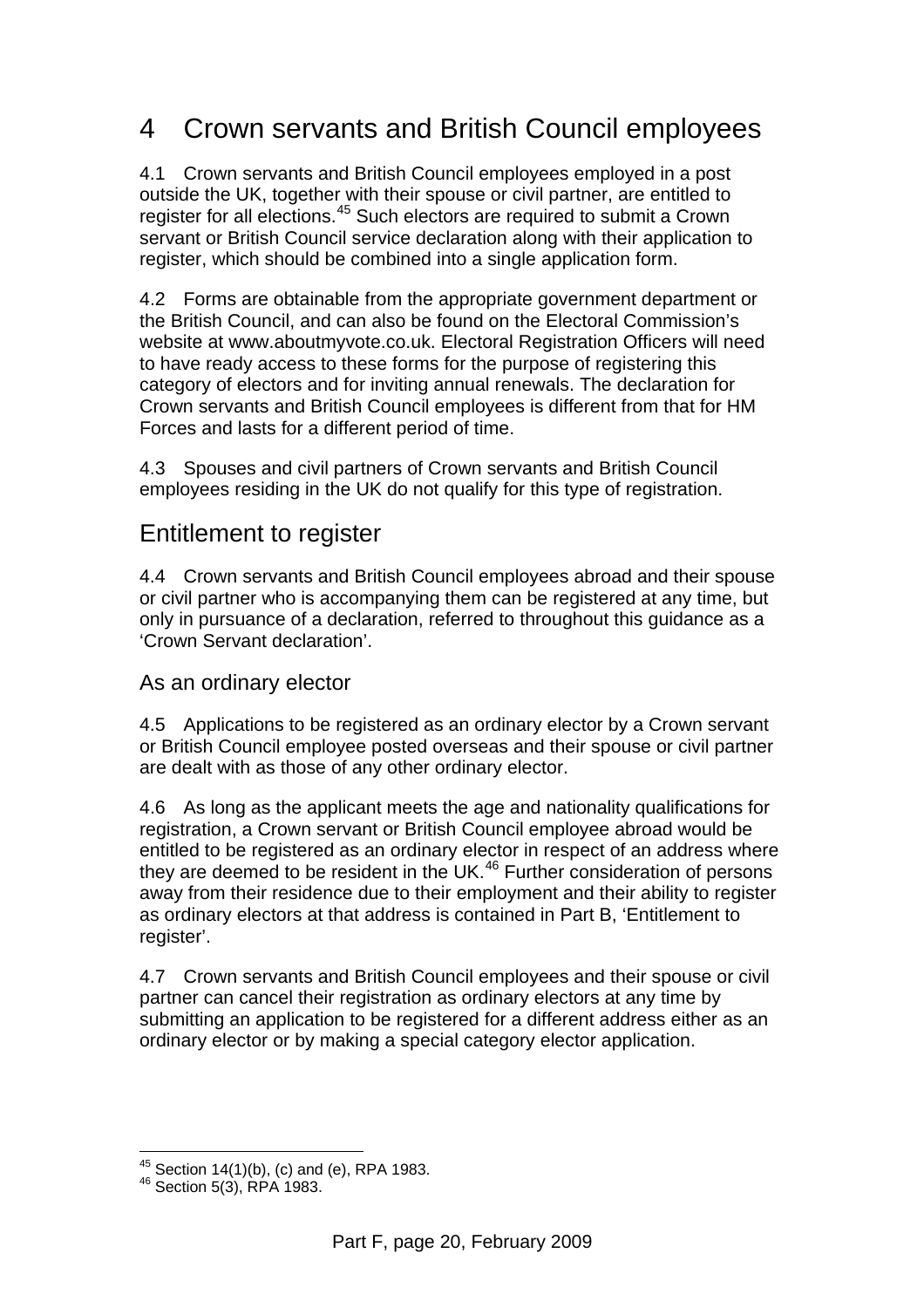# 4 Crown servants and British Council employees

4.1 Crown servants and British Council employees employed in a post outside the UK, together with their spouse or civil partner, are entitled to register for all elections.[45] Such electors are required to submit a Crown servant or British Council service declaration along with their application to register, which should be combined into a single application form.

4.2 Forms are obtainable from the appropriate government department or the British Council, and can also be found on the Electoral Commission's website at www.aboutmyvote.co.uk. Electoral Registration Officers will need to have ready access to these forms for the purpose of registering this category of electors and for inviting annual renewals. The declaration for Crown servants and British Council employees is different from that for HM Forces and lasts for a different period of time.

4.3 Spouses and civil partners of Crown servants and British Council employees residing in the UK do not qualify for this type of registration.

## Entitlement to register

4.4 Crown servants and British Council employees abroad and their spouse or civil partner who is accompanying them can be registered at any time, but only in pursuance of a declaration, referred to throughout this guidance as a 'Crown Servant declaration'.

### As an ordinary elector

4.5 Applications to be registered as an ordinary elector by a Crown servant or British Council employee posted overseas and their spouse or civil partner are dealt with as those of any other ordinary elector.

4.6 As long as the applicant meets the age and nationality qualifications for registration, a Crown servant or British Council employee abroad would be entitled to be registered as an ordinary elector in respect of an address where they are deemed to be resident in the UK.[46] Further consideration of persons away from their residence due to their employment and their ability to register as ordinary electors at that address is contained in Part B, 'Entitlement to register'.

4.7 Crown servants and British Council employees and their spouse or civil partner can cancel their registration as ordinary electors at any time by submitting an application to be registered for a different address either as an ordinary elector or by making a special category elector application.

---

[45] Section 14(1)(b), (c) and (e), RPA 1983.

[46] Section 5(3), RPA 1983.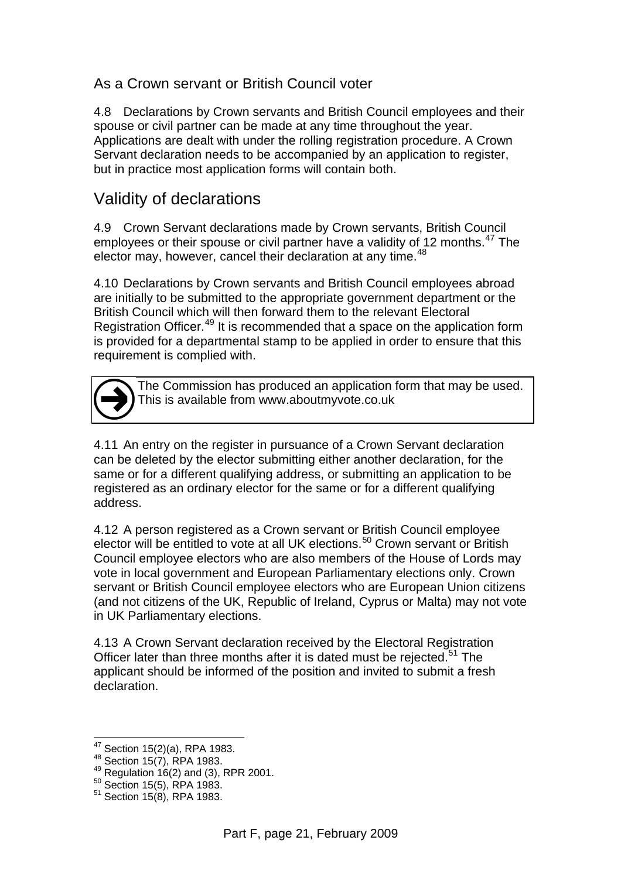### As a Crown servant or British Council voter

4.8 Declarations by Crown servants and British Council employees and their spouse or civil partner can be made at any time throughout the year. Applications are dealt with under the rolling registration procedure. A Crown Servant declaration needs to be accompanied by an application to register, but in practice most application forms will contain both.

## Validity of declarations

4.9 Crown Servant declarations made by Crown servants, British Council employees or their spouse or civil partner have a validity of 12 months.[47] The elector may, however, cancel their declaration at any time.[48]

4.10 Declarations by Crown servants and British Council employees abroad are initially to be submitted to the appropriate government department or the British Council which will then forward them to the relevant Electoral Registration Officer.[49] It is recommended that a space on the application form is provided for a departmental stamp to be applied in order to ensure that this requirement is complied with.

> The Commission has produced an application form that may be used. This is available from www.aboutmyvote.co.uk

4.11 An entry on the register in pursuance of a Crown Servant declaration can be deleted by the elector submitting either another declaration, for the same or for a different qualifying address, or submitting an application to be registered as an ordinary elector for the same or for a different qualifying address.

4.12 A person registered as a Crown servant or British Council employee elector will be entitled to vote at all UK elections.[50] Crown servant or British Council employee electors who are also members of the House of Lords may vote in local government and European Parliamentary elections only. Crown servant or British Council employee electors who are European Union citizens (and not citizens of the UK, Republic of Ireland, Cyprus or Malta) may not vote in UK Parliamentary elections.

4.13 A Crown Servant declaration received by the Electoral Registration Officer later than three months after it is dated must be rejected.[51] The applicant should be informed of the position and invited to submit a fresh declaration.

---

[47] Section 15(2)(a), RPA 1983.
[48] Section 15(7), RPA 1983.
[49] Regulation 16(2) and (3), RPR 2001.
[50] Section 15(5), RPA 1983.
[51] Section 15(8), RPA 1983.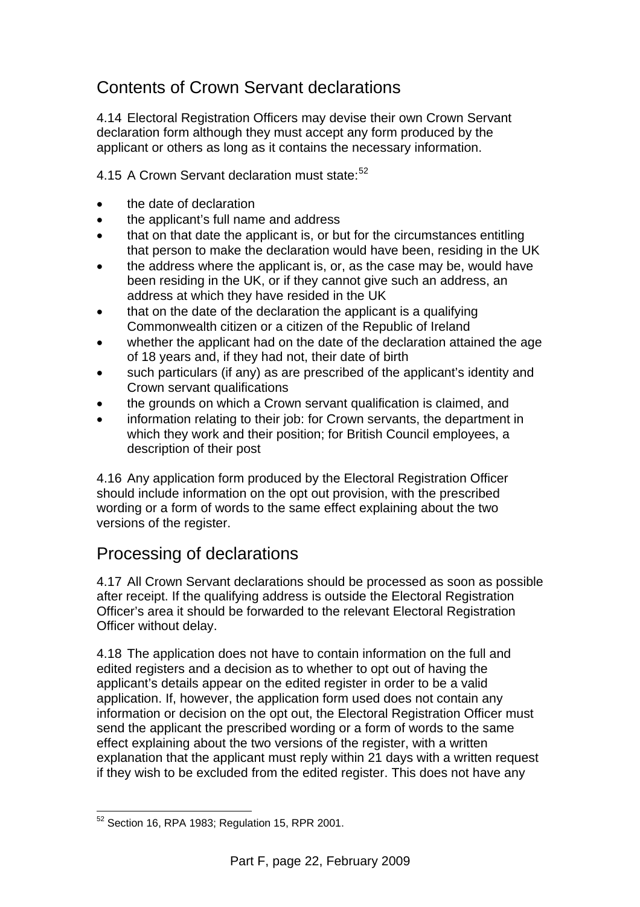## Contents of Crown Servant declarations

4.14 Electoral Registration Officers may devise their own Crown Servant declaration form although they must accept any form produced by the applicant or others as long as it contains the necessary information.

4.15 A Crown Servant declaration must state:[52]

- the date of declaration
- the applicant's full name and address
- that on that date the applicant is, or but for the circumstances entitling that person to make the declaration would have been, residing in the UK
- the address where the applicant is, or, as the case may be, would have been residing in the UK, or if they cannot give such an address, an address at which they have resided in the UK
- that on the date of the declaration the applicant is a qualifying Commonwealth citizen or a citizen of the Republic of Ireland
- whether the applicant had on the date of the declaration attained the age of 18 years and, if they had not, their date of birth
- such particulars (if any) as are prescribed of the applicant's identity and Crown servant qualifications
- the grounds on which a Crown servant qualification is claimed, and
- information relating to their job: for Crown servants, the department in which they work and their position; for British Council employees, a description of their post

4.16 Any application form produced by the Electoral Registration Officer should include information on the opt out provision, with the prescribed wording or a form of words to the same effect explaining about the two versions of the register.

## Processing of declarations

4.17 All Crown Servant declarations should be processed as soon as possible after receipt. If the qualifying address is outside the Electoral Registration Officer's area it should be forwarded to the relevant Electoral Registration Officer without delay.

4.18 The application does not have to contain information on the full and edited registers and a decision as to whether to opt out of having the applicant's details appear on the edited register in order to be a valid application. If, however, the application form used does not contain any information or decision on the opt out, the Electoral Registration Officer must send the applicant the prescribed wording or a form of words to the same effect explaining about the two versions of the register, with a written explanation that the applicant must reply within 21 days with a written request if they wish to be excluded from the edited register. This does not have any

[52] Section 16, RPA 1983; Regulation 15, RPR 2001.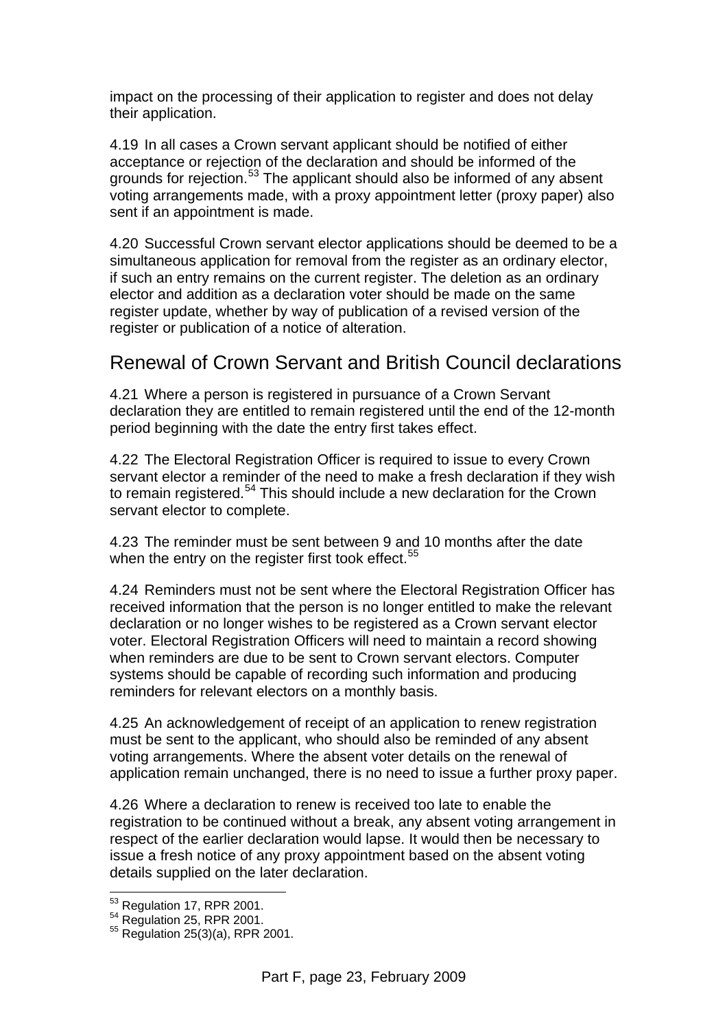impact on the processing of their application to register and does not delay their application.

4.19 In all cases a Crown servant applicant should be notified of either acceptance or rejection of the declaration and should be informed of the grounds for rejection.[53] The applicant should also be informed of any absent voting arrangements made, with a proxy appointment letter (proxy paper) also sent if an appointment is made.

4.20 Successful Crown servant elector applications should be deemed to be a simultaneous application for removal from the register as an ordinary elector, if such an entry remains on the current register. The deletion as an ordinary elector and addition as a declaration voter should be made on the same register update, whether by way of publication of a revised version of the register or publication of a notice of alteration.

## Renewal of Crown Servant and British Council declarations

4.21 Where a person is registered in pursuance of a Crown Servant declaration they are entitled to remain registered until the end of the 12-month period beginning with the date the entry first takes effect.

4.22 The Electoral Registration Officer is required to issue to every Crown servant elector a reminder of the need to make a fresh declaration if they wish to remain registered.[54] This should include a new declaration for the Crown servant elector to complete.

4.23 The reminder must be sent between 9 and 10 months after the date when the entry on the register first took effect.[55]

4.24 Reminders must not be sent where the Electoral Registration Officer has received information that the person is no longer entitled to make the relevant declaration or no longer wishes to be registered as a Crown servant elector voter. Electoral Registration Officers will need to maintain a record showing when reminders are due to be sent to Crown servant electors. Computer systems should be capable of recording such information and producing reminders for relevant electors on a monthly basis.

4.25 An acknowledgement of receipt of an application to renew registration must be sent to the applicant, who should also be reminded of any absent voting arrangements. Where the absent voter details on the renewal of application remain unchanged, there is no need to issue a further proxy paper.

4.26 Where a declaration to renew is received too late to enable the registration to be continued without a break, any absent voting arrangement in respect of the earlier declaration would lapse. It would then be necessary to issue a fresh notice of any proxy appointment based on the absent voting details supplied on the later declaration.

---

[53] Regulation 17, RPR 2001.
[54] Regulation 25, RPR 2001.
[55] Regulation 25(3)(a), RPR 2001.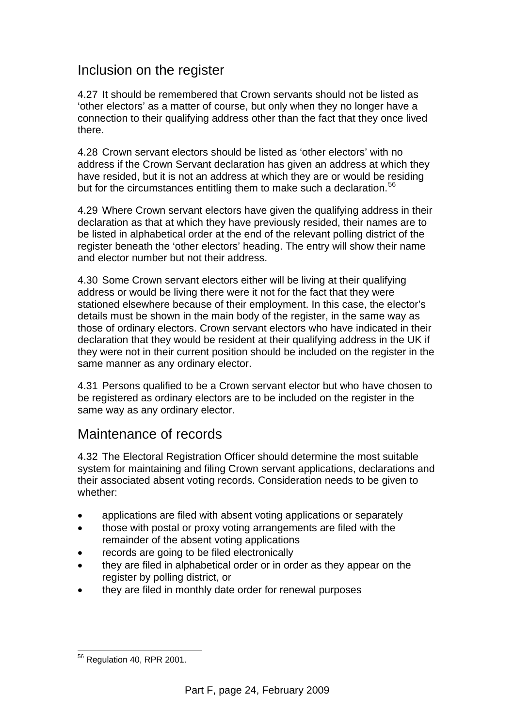## Inclusion on the register

4.27 It should be remembered that Crown servants should not be listed as 'other electors' as a matter of course, but only when they no longer have a connection to their qualifying address other than the fact that they once lived there.

4.28 Crown servant electors should be listed as 'other electors' with no address if the Crown Servant declaration has given an address at which they have resided, but it is not an address at which they are or would be residing but for the circumstances entitling them to make such a declaration.[56]

4.29 Where Crown servant electors have given the qualifying address in their declaration as that at which they have previously resided, their names are to be listed in alphabetical order at the end of the relevant polling district of the register beneath the 'other electors' heading. The entry will show their name and elector number but not their address.

4.30 Some Crown servant electors either will be living at their qualifying address or would be living there were it not for the fact that they were stationed elsewhere because of their employment. In this case, the elector's details must be shown in the main body of the register, in the same way as those of ordinary electors. Crown servant electors who have indicated in their declaration that they would be resident at their qualifying address in the UK if they were not in their current position should be included on the register in the same manner as any ordinary elector.

4.31 Persons qualified to be a Crown servant elector but who have chosen to be registered as ordinary electors are to be included on the register in the same way as any ordinary elector.

## Maintenance of records

4.32 The Electoral Registration Officer should determine the most suitable system for maintaining and filing Crown servant applications, declarations and their associated absent voting records. Consideration needs to be given to whether:

- applications are filed with absent voting applications or separately
- those with postal or proxy voting arrangements are filed with the remainder of the absent voting applications
- records are going to be filed electronically
- they are filed in alphabetical order or in order as they appear on the register by polling district, or
- they are filed in monthly date order for renewal purposes

[56] Regulation 40, RPR 2001.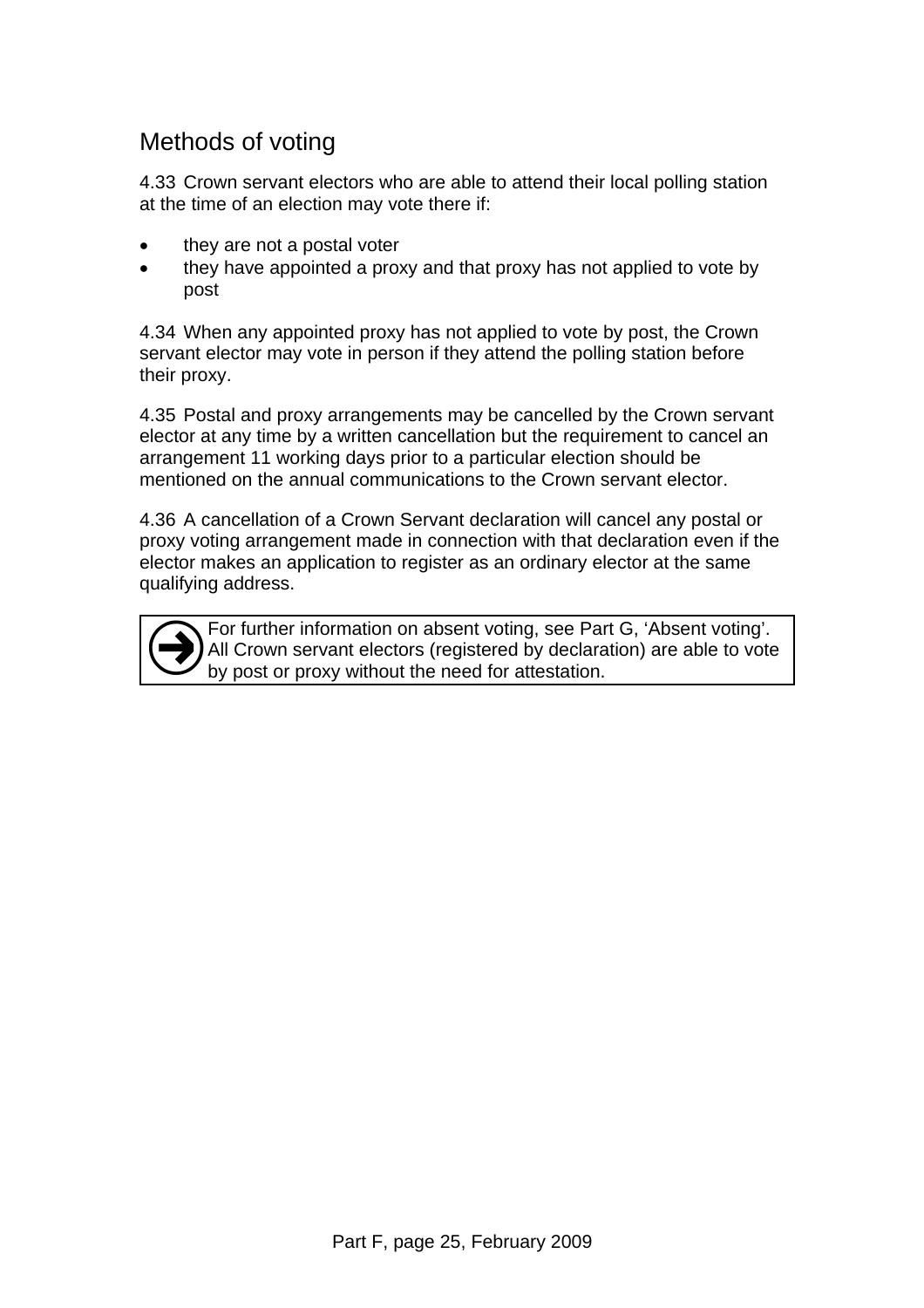## Methods of voting

4.33 Crown servant electors who are able to attend their local polling station at the time of an election may vote there if:

- they are not a postal voter
- they have appointed a proxy and that proxy has not applied to vote by post

4.34 When any appointed proxy has not applied to vote by post, the Crown servant elector may vote in person if they attend the polling station before their proxy.

4.35 Postal and proxy arrangements may be cancelled by the Crown servant elector at any time by a written cancellation but the requirement to cancel an arrangement 11 working days prior to a particular election should be mentioned on the annual communications to the Crown servant elector.

4.36 A cancellation of a Crown Servant declaration will cancel any postal or proxy voting arrangement made in connection with that declaration even if the elector makes an application to register as an ordinary elector at the same qualifying address.

> For further information on absent voting, see Part G, 'Absent voting'. All Crown servant electors (registered by declaration) are able to vote by post or proxy without the need for attestation.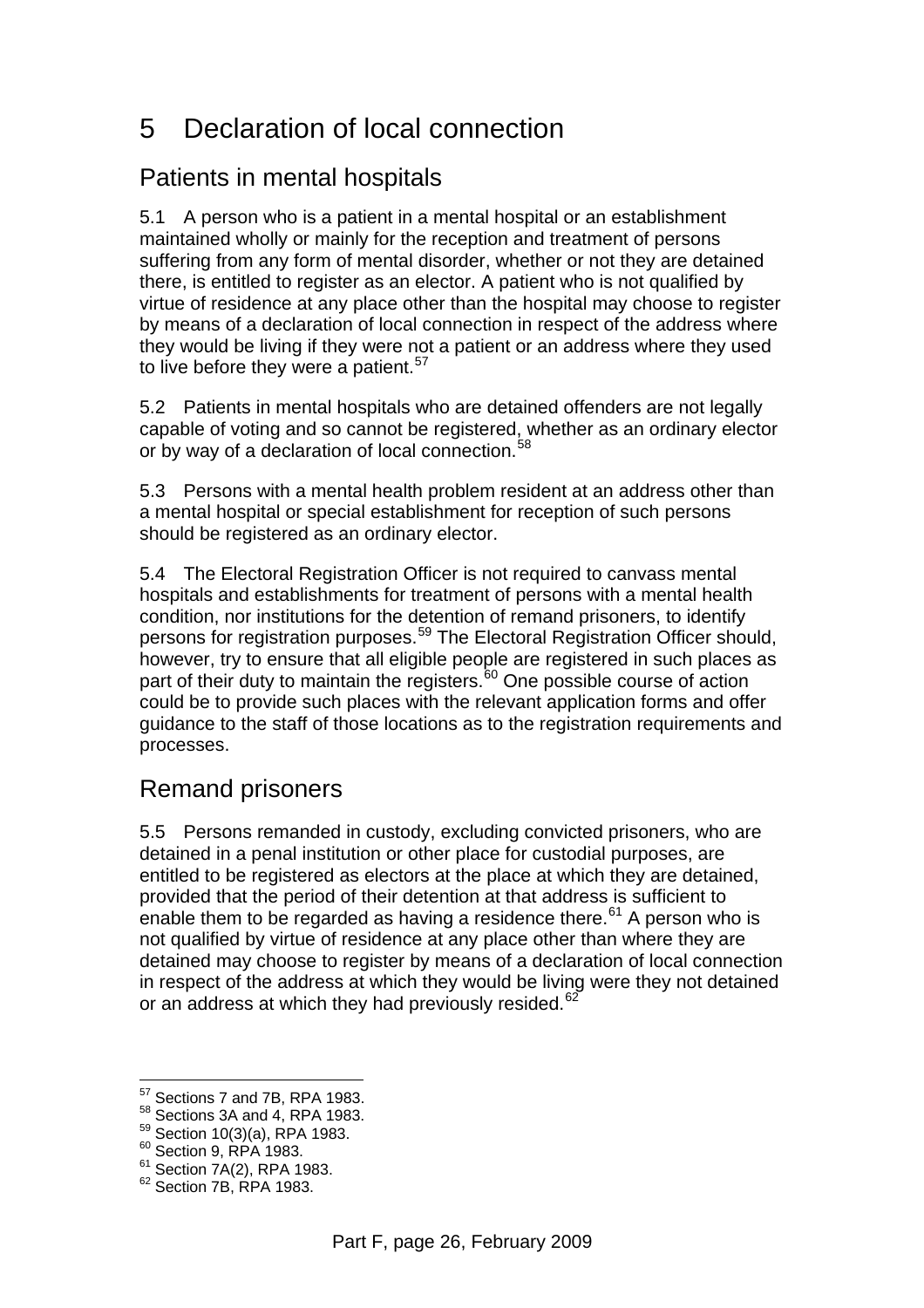# 5 Declaration of local connection

## Patients in mental hospitals

5.1 A person who is a patient in a mental hospital or an establishment maintained wholly or mainly for the reception and treatment of persons suffering from any form of mental disorder, whether or not they are detained there, is entitled to register as an elector. A patient who is not qualified by virtue of residence at any place other than the hospital may choose to register by means of a declaration of local connection in respect of the address where they would be living if they were not a patient or an address where they used to live before they were a patient.[57]

5.2 Patients in mental hospitals who are detained offenders are not legally capable of voting and so cannot be registered, whether as an ordinary elector or by way of a declaration of local connection.[58]

5.3 Persons with a mental health problem resident at an address other than a mental hospital or special establishment for reception of such persons should be registered as an ordinary elector.

5.4 The Electoral Registration Officer is not required to canvass mental hospitals and establishments for treatment of persons with a mental health condition, nor institutions for the detention of remand prisoners, to identify persons for registration purposes.[59] The Electoral Registration Officer should, however, try to ensure that all eligible people are registered in such places as part of their duty to maintain the registers.[60] One possible course of action could be to provide such places with the relevant application forms and offer guidance to the staff of those locations as to the registration requirements and processes.

## Remand prisoners

5.5 Persons remanded in custody, excluding convicted prisoners, who are detained in a penal institution or other place for custodial purposes, are entitled to be registered as electors at the place at which they are detained, provided that the period of their detention at that address is sufficient to enable them to be regarded as having a residence there.[61] A person who is not qualified by virtue of residence at any place other than where they are detained may choose to register by means of a declaration of local connection in respect of the address at which they would be living were they not detained or an address at which they had previously resided.[62]

---

[57] Sections 7 and 7B, RPA 1983.
[58] Sections 3A and 4, RPA 1983.
[59] Section 10(3)(a), RPA 1983.
[60] Section 9, RPA 1983.
[61] Section 7A(2), RPA 1983.
[62] Section 7B, RPA 1983.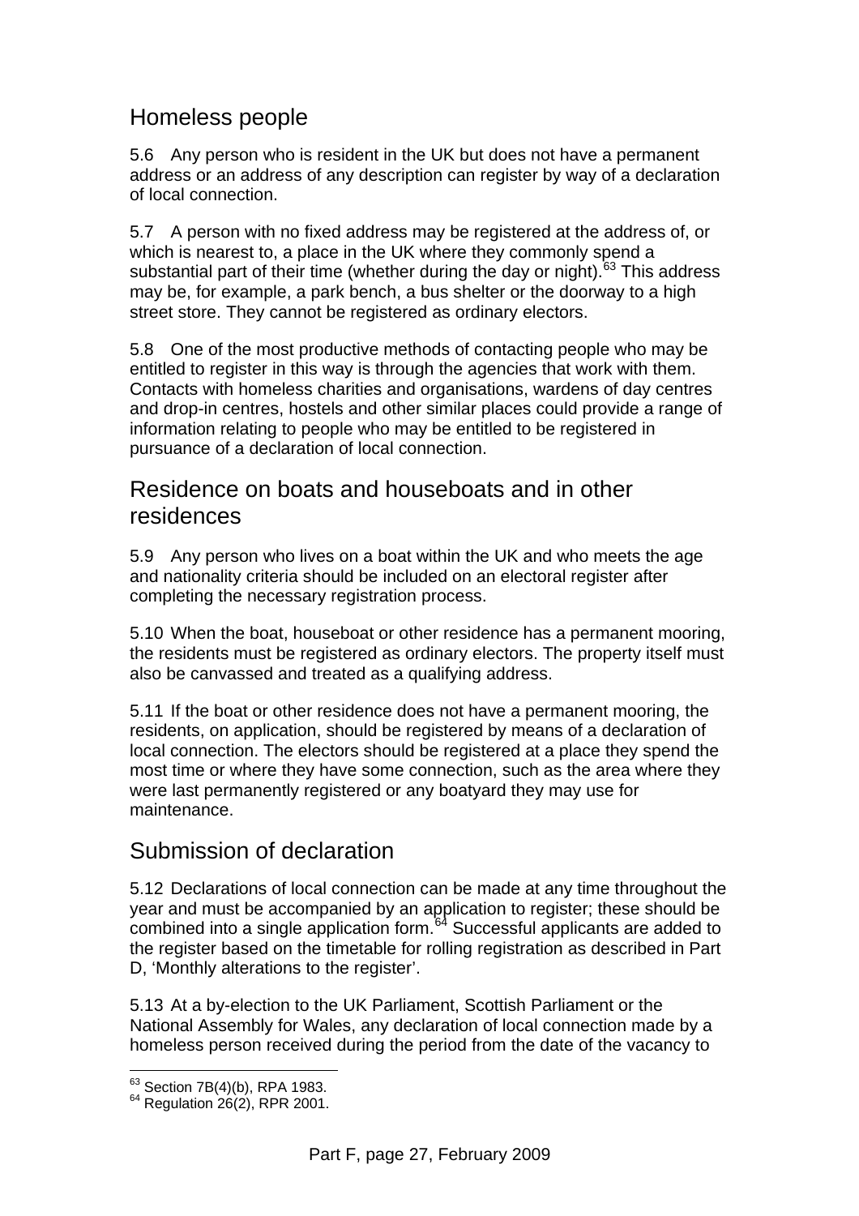## Homeless people

5.6 Any person who is resident in the UK but does not have a permanent address or an address of any description can register by way of a declaration of local connection.

5.7 A person with no fixed address may be registered at the address of, or which is nearest to, a place in the UK where they commonly spend a substantial part of their time (whether during the day or night).[63] This address may be, for example, a park bench, a bus shelter or the doorway to a high street store. They cannot be registered as ordinary electors.

5.8 One of the most productive methods of contacting people who may be entitled to register in this way is through the agencies that work with them. Contacts with homeless charities and organisations, wardens of day centres and drop-in centres, hostels and other similar places could provide a range of information relating to people who may be entitled to be registered in pursuance of a declaration of local connection.

## Residence on boats and houseboats and in other residences

5.9 Any person who lives on a boat within the UK and who meets the age and nationality criteria should be included on an electoral register after completing the necessary registration process.

5.10 When the boat, houseboat or other residence has a permanent mooring, the residents must be registered as ordinary electors. The property itself must also be canvassed and treated as a qualifying address.

5.11 If the boat or other residence does not have a permanent mooring, the residents, on application, should be registered by means of a declaration of local connection. The electors should be registered at a place they spend the most time or where they have some connection, such as the area where they were last permanently registered or any boatyard they may use for maintenance.

## Submission of declaration

5.12 Declarations of local connection can be made at any time throughout the year and must be accompanied by an application to register; these should be combined into a single application form.[64] Successful applicants are added to the register based on the timetable for rolling registration as described in Part D, 'Monthly alterations to the register'.

5.13 At a by-election to the UK Parliament, Scottish Parliament or the National Assembly for Wales, any declaration of local connection made by a homeless person received during the period from the date of the vacancy to

---

[63] Section 7B(4)(b), RPA 1983.

[64] Regulation 26(2), RPR 2001.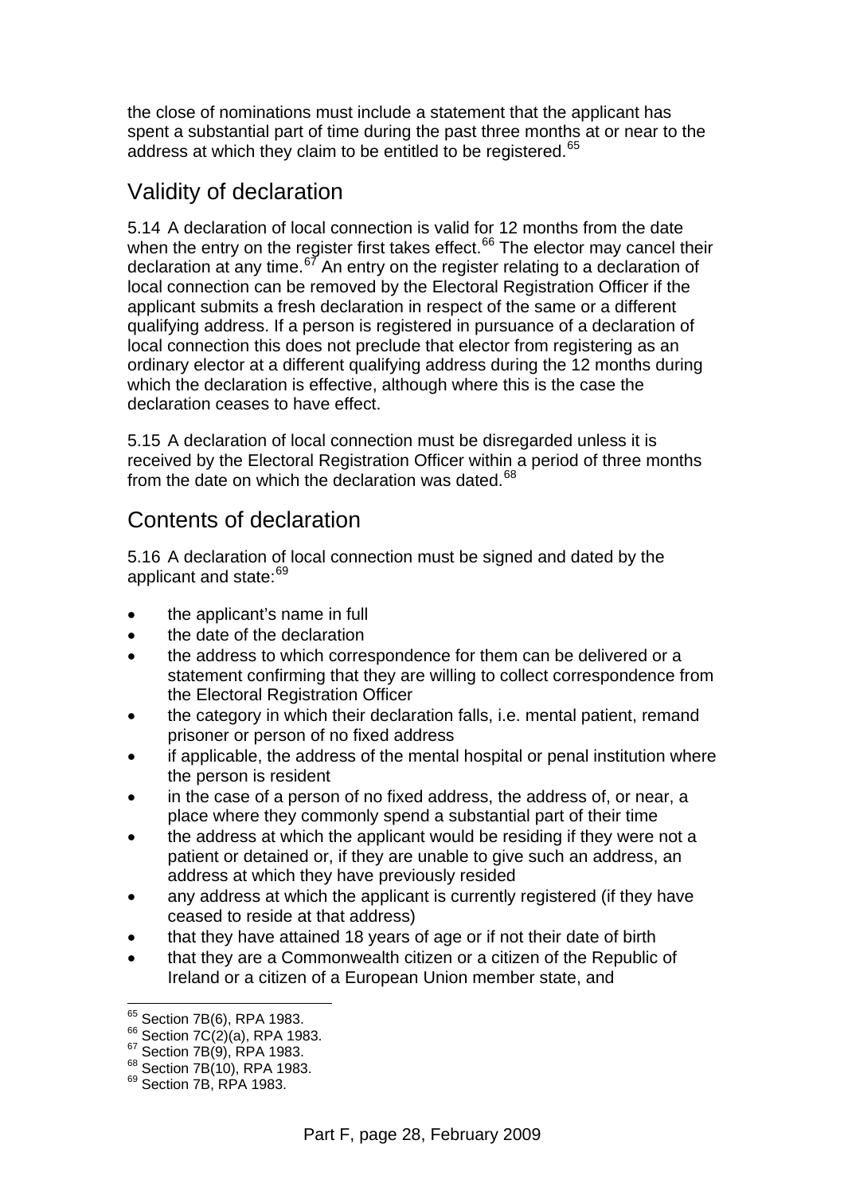the close of nominations must include a statement that the applicant has spent a substantial part of time during the past three months at or near to the address at which they claim to be entitled to be registered.[65]

## Validity of declaration

5.14 A declaration of local connection is valid for 12 months from the date when the entry on the register first takes effect.[66] The elector may cancel their declaration at any time.[67] An entry on the register relating to a declaration of local connection can be removed by the Electoral Registration Officer if the applicant submits a fresh declaration in respect of the same or a different qualifying address. If a person is registered in pursuance of a declaration of local connection this does not preclude that elector from registering as an ordinary elector at a different qualifying address during the 12 months during which the declaration is effective, although where this is the case the declaration ceases to have effect.

5.15 A declaration of local connection must be disregarded unless it is received by the Electoral Registration Officer within a period of three months from the date on which the declaration was dated.[68]

## Contents of declaration

5.16 A declaration of local connection must be signed and dated by the applicant and state:[69]

- the applicant's name in full
- the date of the declaration
- the address to which correspondence for them can be delivered or a statement confirming that they are willing to collect correspondence from the Electoral Registration Officer
- the category in which their declaration falls, i.e. mental patient, remand prisoner or person of no fixed address
- if applicable, the address of the mental hospital or penal institution where the person is resident
- in the case of a person of no fixed address, the address of, or near, a place where they commonly spend a substantial part of their time
- the address at which the applicant would be residing if they were not a patient or detained or, if they are unable to give such an address, an address at which they have previously resided
- any address at which the applicant is currently registered (if they have ceased to reside at that address)
- that they have attained 18 years of age or if not their date of birth
- that they are a Commonwealth citizen or a citizen of the Republic of Ireland or a citizen of a European Union member state, and

---

[65] Section 7B(6), RPA 1983.
[66] Section 7C(2)(a), RPA 1983.
[67] Section 7B(9), RPA 1983.
[68] Section 7B(10), RPA 1983.
[69] Section 7B, RPA 1983.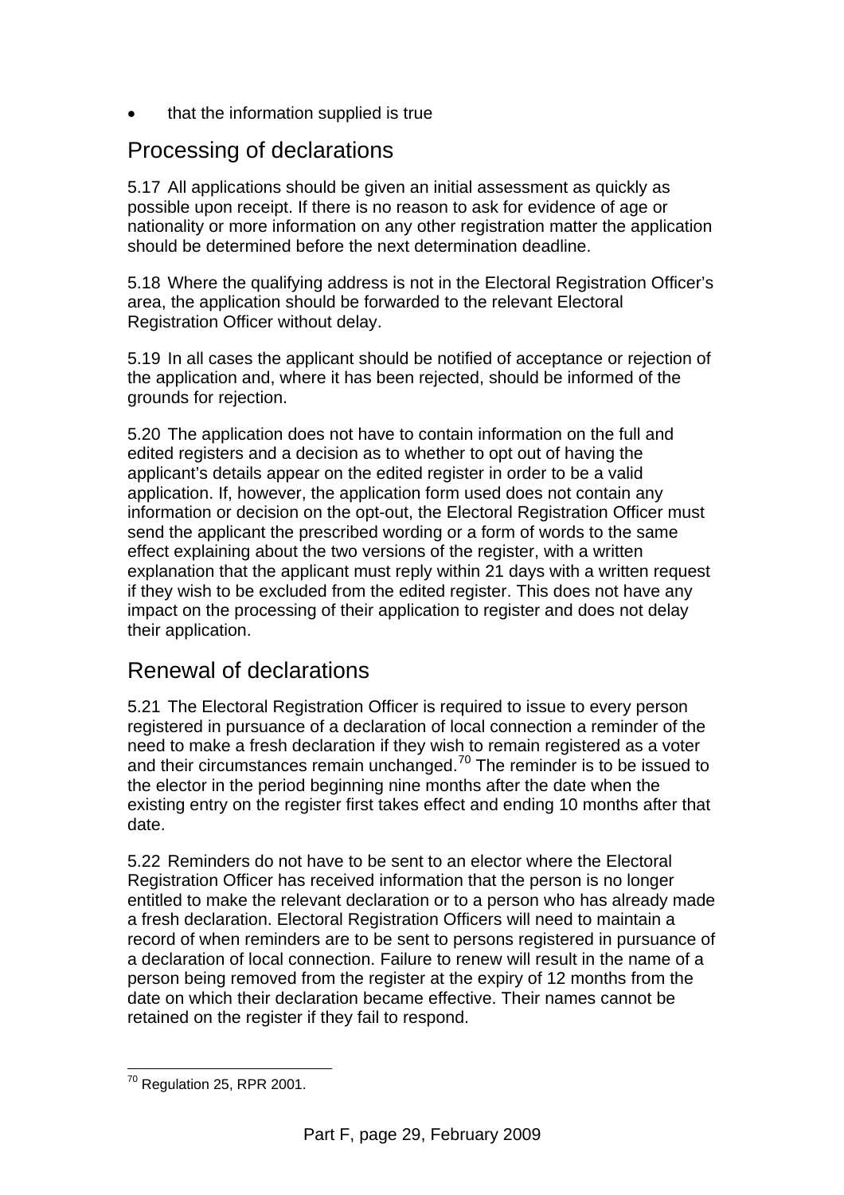- that the information supplied is true

## Processing of declarations

5.17 All applications should be given an initial assessment as quickly as possible upon receipt. If there is no reason to ask for evidence of age or nationality or more information on any other registration matter the application should be determined before the next determination deadline.

5.18 Where the qualifying address is not in the Electoral Registration Officer's area, the application should be forwarded to the relevant Electoral Registration Officer without delay.

5.19 In all cases the applicant should be notified of acceptance or rejection of the application and, where it has been rejected, should be informed of the grounds for rejection.

5.20 The application does not have to contain information on the full and edited registers and a decision as to whether to opt out of having the applicant's details appear on the edited register in order to be a valid application. If, however, the application form used does not contain any information or decision on the opt-out, the Electoral Registration Officer must send the applicant the prescribed wording or a form of words to the same effect explaining about the two versions of the register, with a written explanation that the applicant must reply within 21 days with a written request if they wish to be excluded from the edited register. This does not have any impact on the processing of their application to register and does not delay their application.

## Renewal of declarations

5.21 The Electoral Registration Officer is required to issue to every person registered in pursuance of a declaration of local connection a reminder of the need to make a fresh declaration if they wish to remain registered as a voter and their circumstances remain unchanged.[70] The reminder is to be issued to the elector in the period beginning nine months after the date when the existing entry on the register first takes effect and ending 10 months after that date.

5.22 Reminders do not have to be sent to an elector where the Electoral Registration Officer has received information that the person is no longer entitled to make the relevant declaration or to a person who has already made a fresh declaration. Electoral Registration Officers will need to maintain a record of when reminders are to be sent to persons registered in pursuance of a declaration of local connection. Failure to renew will result in the name of a person being removed from the register at the expiry of 12 months from the date on which their declaration became effective. Their names cannot be retained on the register if they fail to respond.

[70] Regulation 25, RPR 2001.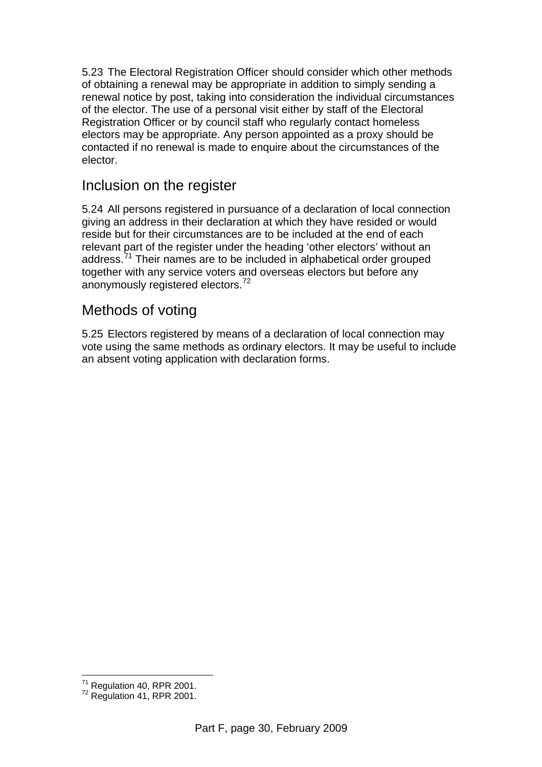5.23 The Electoral Registration Officer should consider which other methods of obtaining a renewal may be appropriate in addition to simply sending a renewal notice by post, taking into consideration the individual circumstances of the elector. The use of a personal visit either by staff of the Electoral Registration Officer or by council staff who regularly contact homeless electors may be appropriate. Any person appointed as a proxy should be contacted if no renewal is made to enquire about the circumstances of the elector.

## Inclusion on the register

5.24 All persons registered in pursuance of a declaration of local connection giving an address in their declaration at which they have resided or would reside but for their circumstances are to be included at the end of each relevant part of the register under the heading 'other electors' without an address.[71] Their names are to be included in alphabetical order grouped together with any service voters and overseas electors but before any anonymously registered electors.[72]

## Methods of voting

5.25 Electors registered by means of a declaration of local connection may vote using the same methods as ordinary electors. It may be useful to include an absent voting application with declaration forms.

---

[71] Regulation 40, RPR 2001.

[72] Regulation 41, RPR 2001.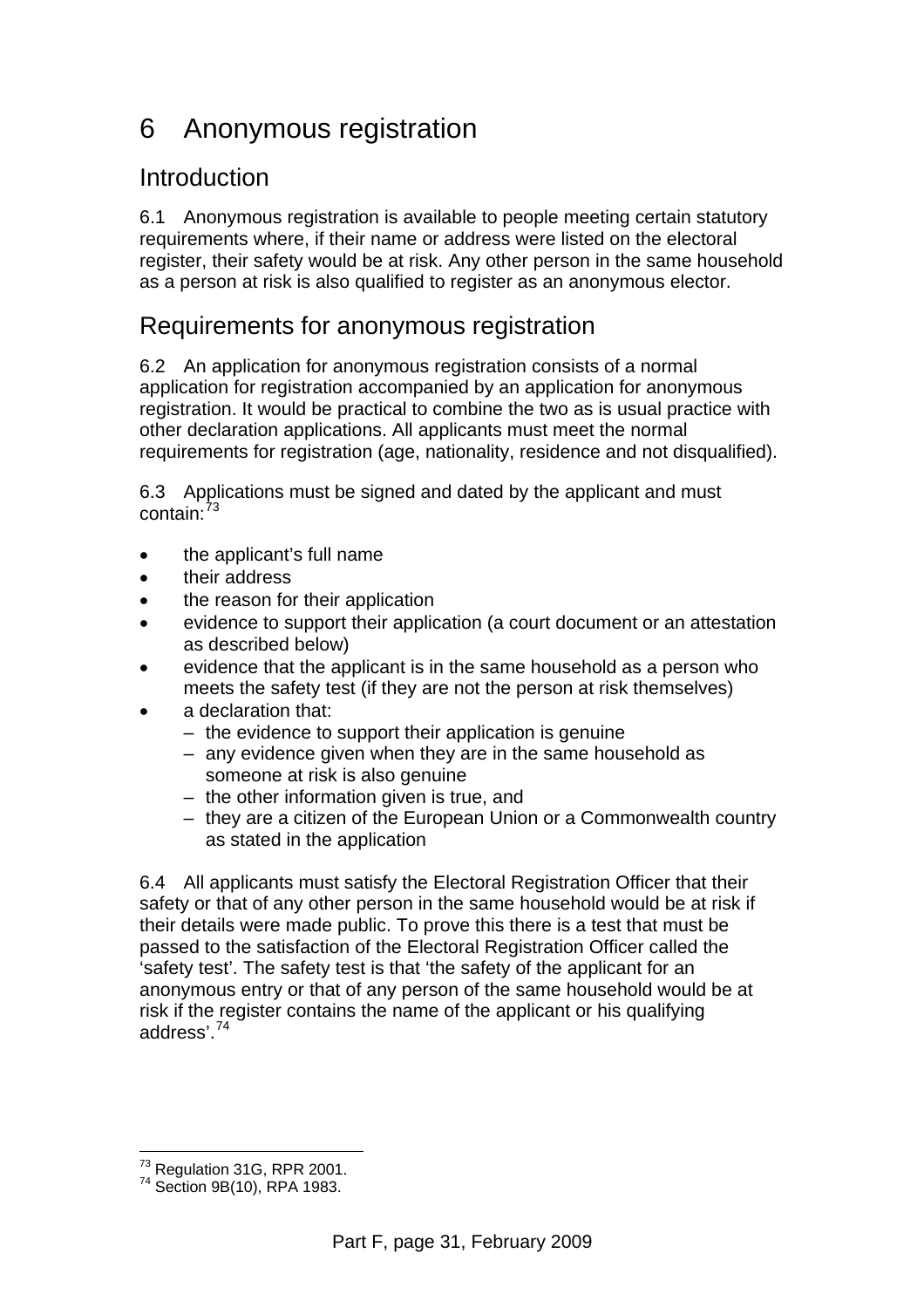# 6 Anonymous registration

## Introduction

6.1 Anonymous registration is available to people meeting certain statutory requirements where, if their name or address were listed on the electoral register, their safety would be at risk. Any other person in the same household as a person at risk is also qualified to register as an anonymous elector.

## Requirements for anonymous registration

6.2 An application for anonymous registration consists of a normal application for registration accompanied by an application for anonymous registration. It would be practical to combine the two as is usual practice with other declaration applications. All applicants must meet the normal requirements for registration (age, nationality, residence and not disqualified).

6.3 Applications must be signed and dated by the applicant and must contain:[73]

- the applicant's full name
- their address
- the reason for their application
- evidence to support their application (a court document or an attestation as described below)
- evidence that the applicant is in the same household as a person who meets the safety test (if they are not the person at risk themselves)
- a declaration that:
  - the evidence to support their application is genuine
  - any evidence given when they are in the same household as someone at risk is also genuine
  - the other information given is true, and
  - they are a citizen of the European Union or a Commonwealth country as stated in the application

6.4 All applicants must satisfy the Electoral Registration Officer that their safety or that of any other person in the same household would be at risk if their details were made public. To prove this there is a test that must be passed to the satisfaction of the Electoral Registration Officer called the 'safety test'. The safety test is that 'the safety of the applicant for an anonymous entry or that of any person of the same household would be at risk if the register contains the name of the applicant or his qualifying address'.[74]

---

[73] Regulation 31G, RPR 2001.
[74] Section 9B(10), RPA 1983.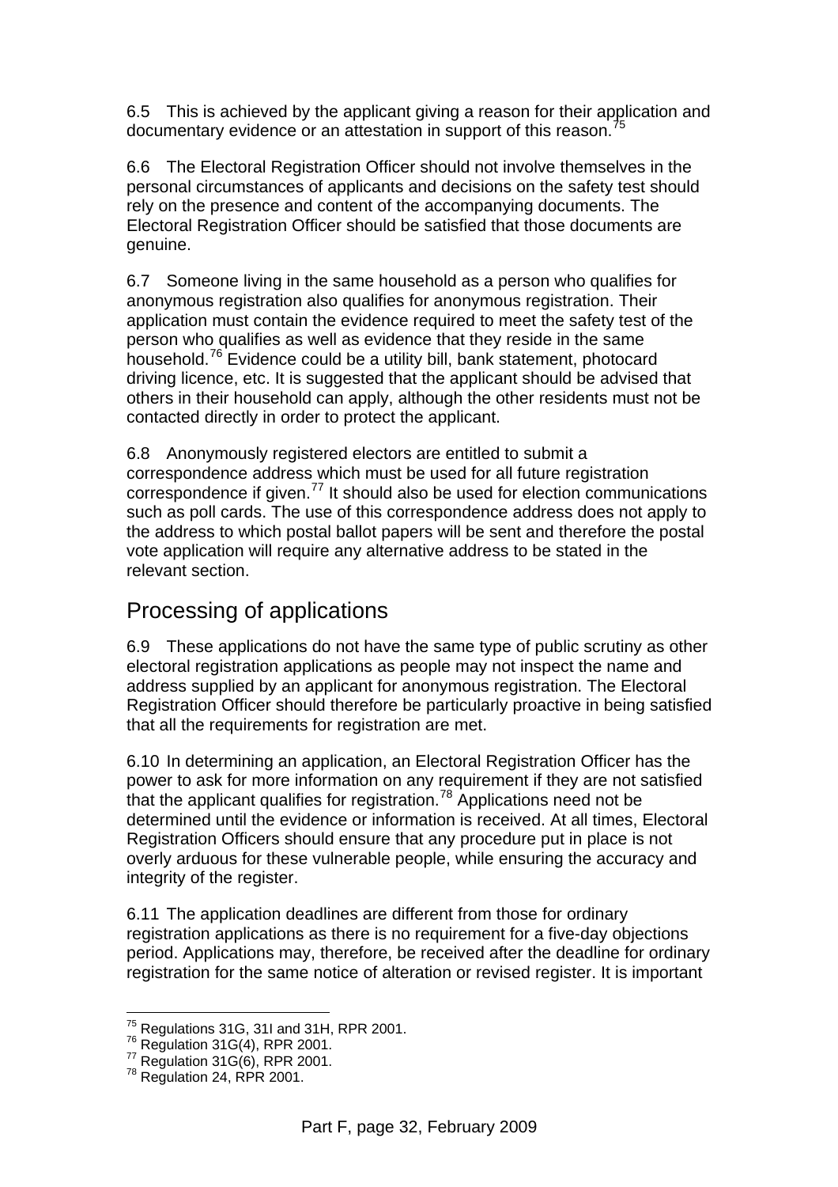6.5 This is achieved by the applicant giving a reason for their application and documentary evidence or an attestation in support of this reason.[75]

6.6 The Electoral Registration Officer should not involve themselves in the personal circumstances of applicants and decisions on the safety test should rely on the presence and content of the accompanying documents. The Electoral Registration Officer should be satisfied that those documents are genuine.

6.7 Someone living in the same household as a person who qualifies for anonymous registration also qualifies for anonymous registration. Their application must contain the evidence required to meet the safety test of the person who qualifies as well as evidence that they reside in the same household.[76] Evidence could be a utility bill, bank statement, photocard driving licence, etc. It is suggested that the applicant should be advised that others in their household can apply, although the other residents must not be contacted directly in order to protect the applicant.

6.8 Anonymously registered electors are entitled to submit a correspondence address which must be used for all future registration correspondence if given.[77] It should also be used for election communications such as poll cards. The use of this correspondence address does not apply to the address to which postal ballot papers will be sent and therefore the postal vote application will require any alternative address to be stated in the relevant section.

## Processing of applications

6.9 These applications do not have the same type of public scrutiny as other electoral registration applications as people may not inspect the name and address supplied by an applicant for anonymous registration. The Electoral Registration Officer should therefore be particularly proactive in being satisfied that all the requirements for registration are met.

6.10 In determining an application, an Electoral Registration Officer has the power to ask for more information on any requirement if they are not satisfied that the applicant qualifies for registration.[78] Applications need not be determined until the evidence or information is received. At all times, Electoral Registration Officers should ensure that any procedure put in place is not overly arduous for these vulnerable people, while ensuring the accuracy and integrity of the register.

6.11 The application deadlines are different from those for ordinary registration applications as there is no requirement for a five-day objections period. Applications may, therefore, be received after the deadline for ordinary registration for the same notice of alteration or revised register. It is important

---

[75] Regulations 31G, 31I and 31H, RPR 2001.
[76] Regulation 31G(4), RPR 2001.
[77] Regulation 31G(6), RPR 2001.
[78] Regulation 24, RPR 2001.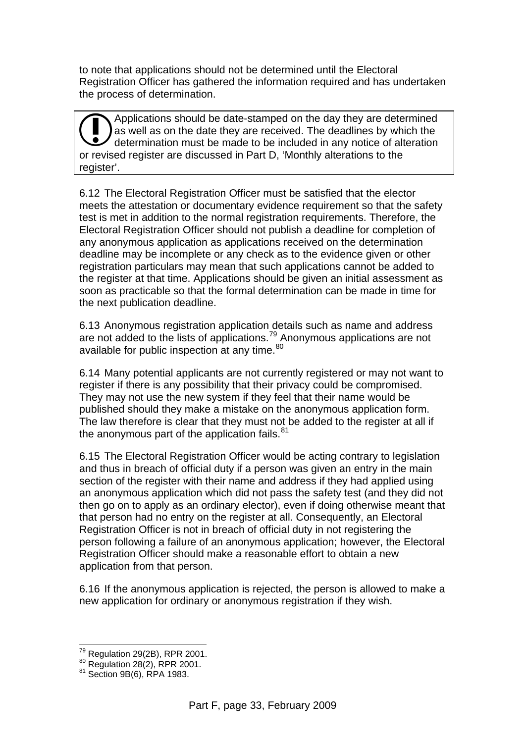to note that applications should not be determined until the Electoral Registration Officer has gathered the information required and has undertaken the process of determination.

> **!** Applications should be date-stamped on the day they are determined as well as on the date they are received. The deadlines by which the determination must be made to be included in any notice of alteration or revised register are discussed in Part D, 'Monthly alterations to the register'.

6.12 The Electoral Registration Officer must be satisfied that the elector meets the attestation or documentary evidence requirement so that the safety test is met in addition to the normal registration requirements. Therefore, the Electoral Registration Officer should not publish a deadline for completion of any anonymous application as applications received on the determination deadline may be incomplete or any check as to the evidence given or other registration particulars may mean that such applications cannot be added to the register at that time. Applications should be given an initial assessment as soon as practicable so that the formal determination can be made in time for the next publication deadline.

6.13 Anonymous registration application details such as name and address are not added to the lists of applications.[79] Anonymous applications are not available for public inspection at any time.[80]

6.14 Many potential applicants are not currently registered or may not want to register if there is any possibility that their privacy could be compromised. They may not use the new system if they feel that their name would be published should they make a mistake on the anonymous application form. The law therefore is clear that they must not be added to the register at all if the anonymous part of the application fails.[81]

6.15 The Electoral Registration Officer would be acting contrary to legislation and thus in breach of official duty if a person was given an entry in the main section of the register with their name and address if they had applied using an anonymous application which did not pass the safety test (and they did not then go on to apply as an ordinary elector), even if doing otherwise meant that that person had no entry on the register at all. Consequently, an Electoral Registration Officer is not in breach of official duty in not registering the person following a failure of an anonymous application; however, the Electoral Registration Officer should make a reasonable effort to obtain a new application from that person.

6.16 If the anonymous application is rejected, the person is allowed to make a new application for ordinary or anonymous registration if they wish.

---

[79] Regulation 29(2B), RPR 2001.

[80] Regulation 28(2), RPR 2001.

[81] Section 9B(6), RPA 1983.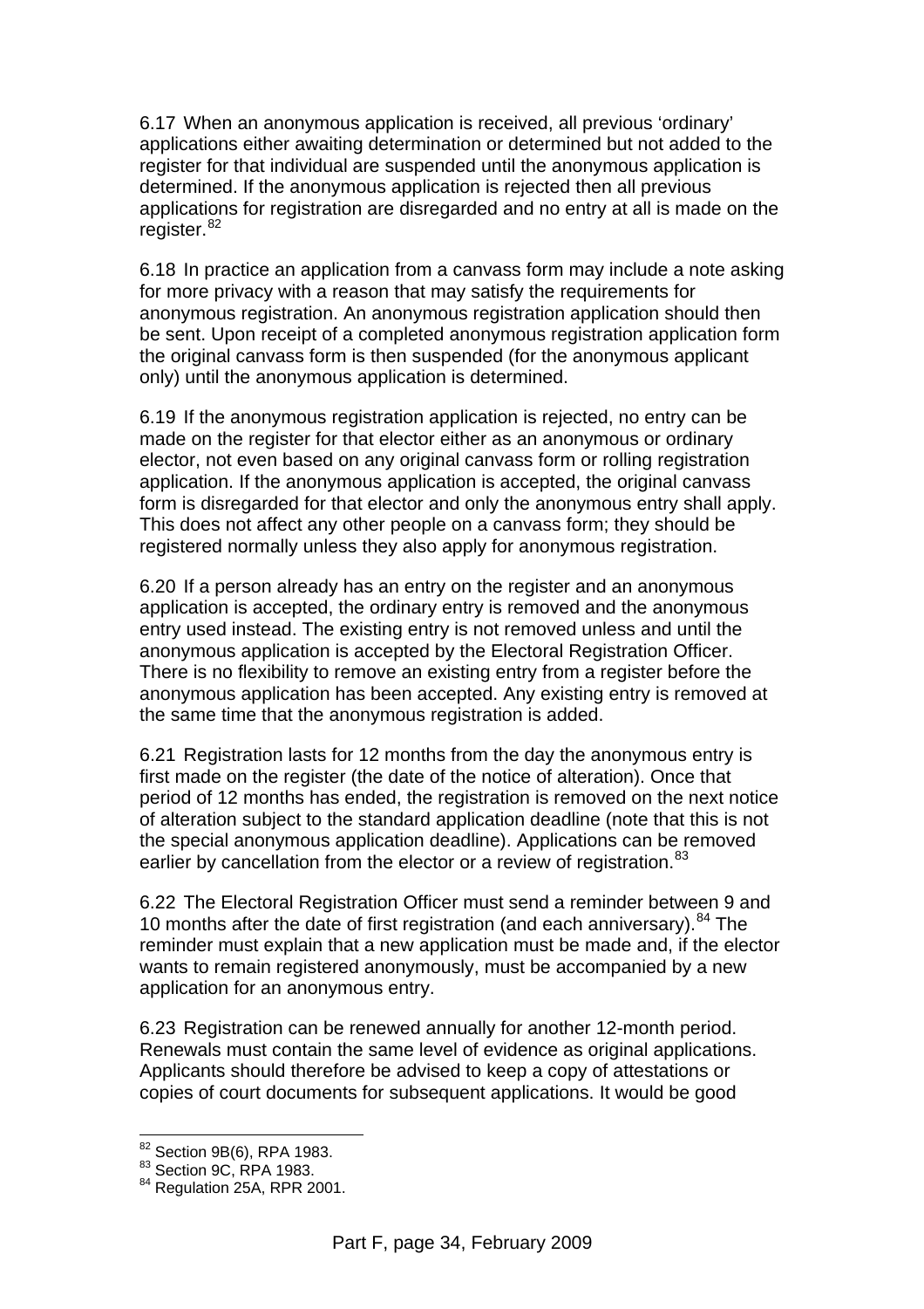6.17 When an anonymous application is received, all previous 'ordinary' applications either awaiting determination or determined but not added to the register for that individual are suspended until the anonymous application is determined. If the anonymous application is rejected then all previous applications for registration are disregarded and no entry at all is made on the register.[82]

6.18 In practice an application from a canvass form may include a note asking for more privacy with a reason that may satisfy the requirements for anonymous registration. An anonymous registration application should then be sent. Upon receipt of a completed anonymous registration application form the original canvass form is then suspended (for the anonymous applicant only) until the anonymous application is determined.

6.19 If the anonymous registration application is rejected, no entry can be made on the register for that elector either as an anonymous or ordinary elector, not even based on any original canvass form or rolling registration application. If the anonymous application is accepted, the original canvass form is disregarded for that elector and only the anonymous entry shall apply. This does not affect any other people on a canvass form; they should be registered normally unless they also apply for anonymous registration.

6.20 If a person already has an entry on the register and an anonymous application is accepted, the ordinary entry is removed and the anonymous entry used instead. The existing entry is not removed unless and until the anonymous application is accepted by the Electoral Registration Officer. There is no flexibility to remove an existing entry from a register before the anonymous application has been accepted. Any existing entry is removed at the same time that the anonymous registration is added.

6.21 Registration lasts for 12 months from the day the anonymous entry is first made on the register (the date of the notice of alteration). Once that period of 12 months has ended, the registration is removed on the next notice of alteration subject to the standard application deadline (note that this is not the special anonymous application deadline). Applications can be removed earlier by cancellation from the elector or a review of registration.[83]

6.22 The Electoral Registration Officer must send a reminder between 9 and 10 months after the date of first registration (and each anniversary).[84] The reminder must explain that a new application must be made and, if the elector wants to remain registered anonymously, must be accompanied by a new application for an anonymous entry.

6.23 Registration can be renewed annually for another 12-month period. Renewals must contain the same level of evidence as original applications. Applicants should therefore be advised to keep a copy of attestations or copies of court documents for subsequent applications. It would be good

---

[82] Section 9B(6), RPA 1983.
[83] Section 9C, RPA 1983.
[84] Regulation 25A, RPR 2001.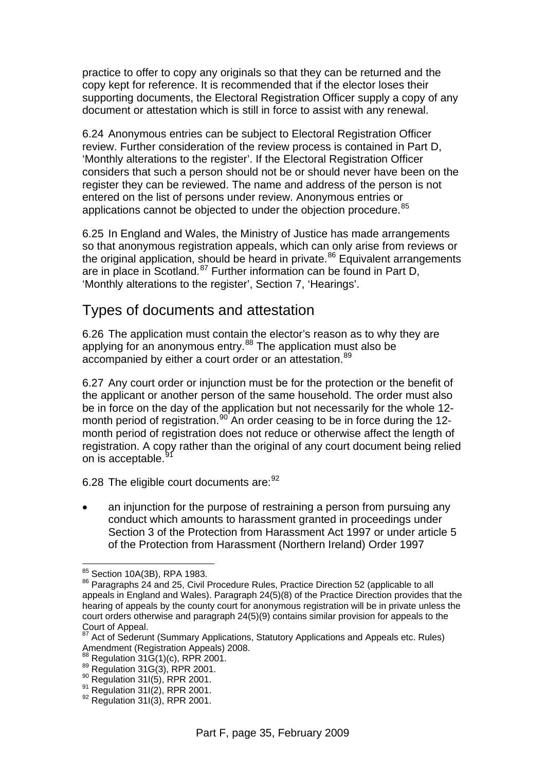practice to offer to copy any originals so that they can be returned and the copy kept for reference. It is recommended that if the elector loses their supporting documents, the Electoral Registration Officer supply a copy of any document or attestation which is still in force to assist with any renewal.

6.24 Anonymous entries can be subject to Electoral Registration Officer review. Further consideration of the review process is contained in Part D, 'Monthly alterations to the register'. If the Electoral Registration Officer considers that such a person should not be or should never have been on the register they can be reviewed. The name and address of the person is not entered on the list of persons under review. Anonymous entries or applications cannot be objected to under the objection procedure.[85]

6.25 In England and Wales, the Ministry of Justice has made arrangements so that anonymous registration appeals, which can only arise from reviews or the original application, should be heard in private.[86] Equivalent arrangements are in place in Scotland.[87] Further information can be found in Part D, 'Monthly alterations to the register', Section 7, 'Hearings'.

## Types of documents and attestation

6.26 The application must contain the elector's reason as to why they are applying for an anonymous entry.[88] The application must also be accompanied by either a court order or an attestation.[89]

6.27 Any court order or injunction must be for the protection or the benefit of the applicant or another person of the same household. The order must also be in force on the day of the application but not necessarily for the whole 12-month period of registration.[90] An order ceasing to be in force during the 12-month period of registration does not reduce or otherwise affect the length of registration. A copy rather than the original of any court document being relied on is acceptable.[91]

6.28 The eligible court documents are:[92]

- an injunction for the purpose of restraining a person from pursuing any conduct which amounts to harassment granted in proceedings under Section 3 of the Protection from Harassment Act 1997 or under article 5 of the Protection from Harassment (Northern Ireland) Order 1997

---

[85] Section 10A(3B), RPA 1983.

[86] Paragraphs 24 and 25, Civil Procedure Rules, Practice Direction 52 (applicable to all appeals in England and Wales). Paragraph 24(5)(8) of the Practice Direction provides that the hearing of appeals by the county court for anonymous registration will be in private unless the court orders otherwise and paragraph 24(5)(9) contains similar provision for appeals to the Court of Appeal.

[87] Act of Sederunt (Summary Applications, Statutory Applications and Appeals etc. Rules) Amendment (Registration Appeals) 2008.

[88] Regulation 31G(1)(c), RPR 2001.

[89] Regulation 31G(3), RPR 2001.

[90] Regulation 31I(5), RPR 2001.

[91] Regulation 31I(2), RPR 2001.

[92] Regulation 31I(3), RPR 2001.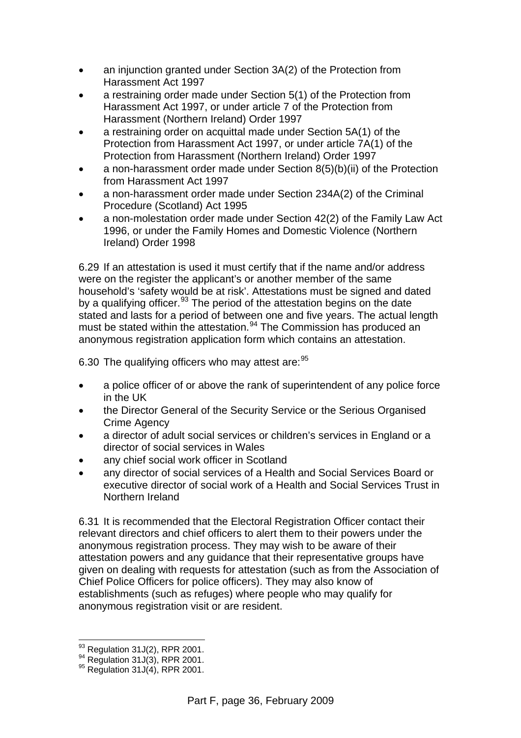- an injunction granted under Section 3A(2) of the Protection from Harassment Act 1997
- a restraining order made under Section 5(1) of the Protection from Harassment Act 1997, or under article 7 of the Protection from Harassment (Northern Ireland) Order 1997
- a restraining order on acquittal made under Section 5A(1) of the Protection from Harassment Act 1997, or under article 7A(1) of the Protection from Harassment (Northern Ireland) Order 1997
- a non-harassment order made under Section 8(5)(b)(ii) of the Protection from Harassment Act 1997
- a non-harassment order made under Section 234A(2) of the Criminal Procedure (Scotland) Act 1995
- a non-molestation order made under Section 42(2) of the Family Law Act 1996, or under the Family Homes and Domestic Violence (Northern Ireland) Order 1998

6.29 If an attestation is used it must certify that if the name and/or address were on the register the applicant's or another member of the same household's 'safety would be at risk'. Attestations must be signed and dated by a qualifying officer.[93] The period of the attestation begins on the date stated and lasts for a period of between one and five years. The actual length must be stated within the attestation.[94] The Commission has produced an anonymous registration application form which contains an attestation.

6.30 The qualifying officers who may attest are:[95]

- a police officer of or above the rank of superintendent of any police force in the UK
- the Director General of the Security Service or the Serious Organised Crime Agency
- a director of adult social services or children's services in England or a director of social services in Wales
- any chief social work officer in Scotland
- any director of social services of a Health and Social Services Board or executive director of social work of a Health and Social Services Trust in Northern Ireland

6.31 It is recommended that the Electoral Registration Officer contact their relevant directors and chief officers to alert them to their powers under the anonymous registration process. They may wish to be aware of their attestation powers and any guidance that their representative groups have given on dealing with requests for attestation (such as from the Association of Chief Police Officers for police officers). They may also know of establishments (such as refuges) where people who may qualify for anonymous registration visit or are resident.

[93] Regulation 31J(2), RPR 2001.
[94] Regulation 31J(3), RPR 2001.
[95] Regulation 31J(4), RPR 2001.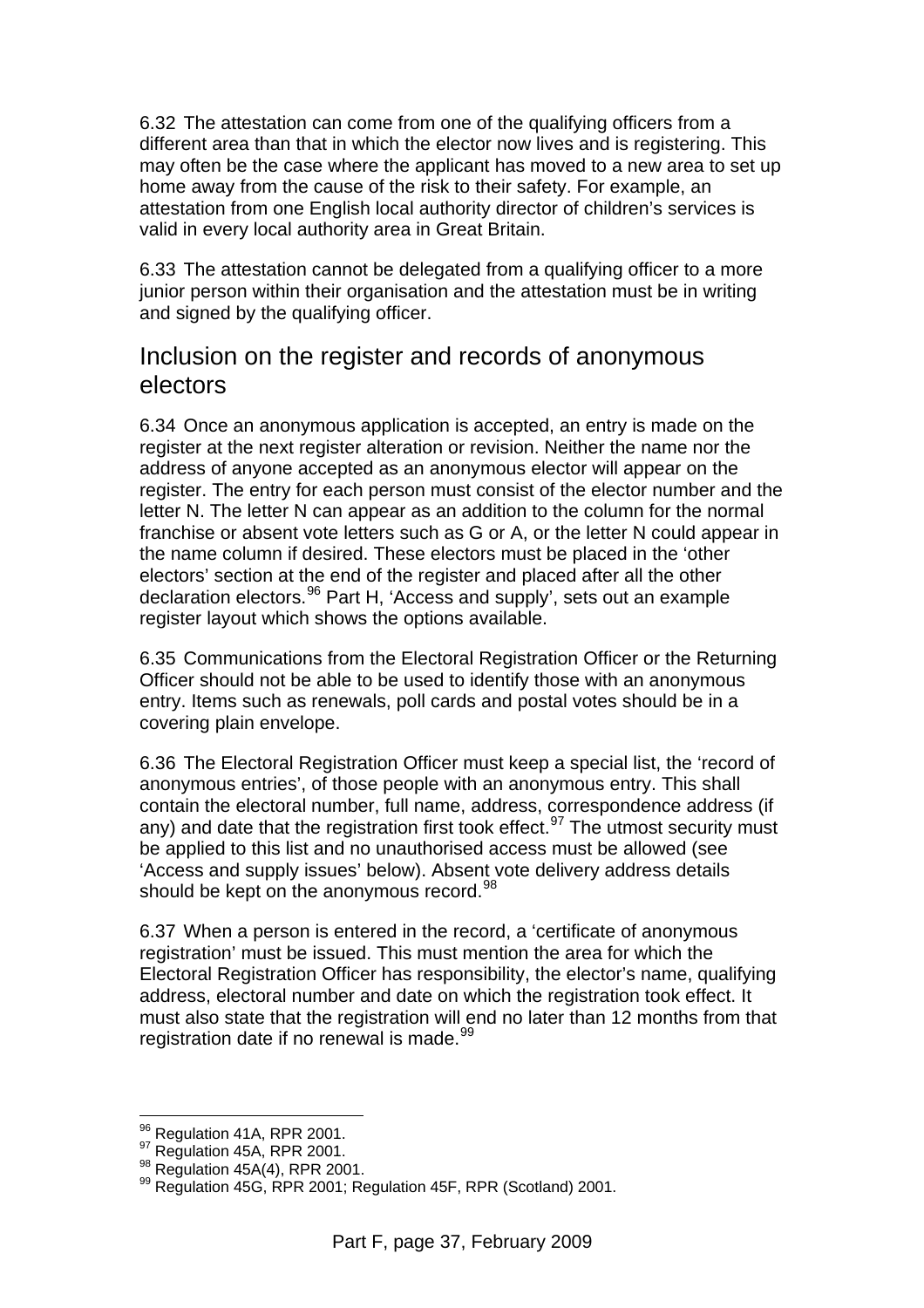6.32 The attestation can come from one of the qualifying officers from a different area than that in which the elector now lives and is registering. This may often be the case where the applicant has moved to a new area to set up home away from the cause of the risk to their safety. For example, an attestation from one English local authority director of children's services is valid in every local authority area in Great Britain.

6.33 The attestation cannot be delegated from a qualifying officer to a more junior person within their organisation and the attestation must be in writing and signed by the qualifying officer.

## Inclusion on the register and records of anonymous electors

6.34 Once an anonymous application is accepted, an entry is made on the register at the next register alteration or revision. Neither the name nor the address of anyone accepted as an anonymous elector will appear on the register. The entry for each person must consist of the elector number and the letter N. The letter N can appear as an addition to the column for the normal franchise or absent vote letters such as G or A, or the letter N could appear in the name column if desired. These electors must be placed in the 'other electors' section at the end of the register and placed after all the other declaration electors.[96] Part H, 'Access and supply', sets out an example register layout which shows the options available.

6.35 Communications from the Electoral Registration Officer or the Returning Officer should not be able to be used to identify those with an anonymous entry. Items such as renewals, poll cards and postal votes should be in a covering plain envelope.

6.36 The Electoral Registration Officer must keep a special list, the 'record of anonymous entries', of those people with an anonymous entry. This shall contain the electoral number, full name, address, correspondence address (if any) and date that the registration first took effect.[97] The utmost security must be applied to this list and no unauthorised access must be allowed (see 'Access and supply issues' below). Absent vote delivery address details should be kept on the anonymous record.[98]

6.37 When a person is entered in the record, a 'certificate of anonymous registration' must be issued. This must mention the area for which the Electoral Registration Officer has responsibility, the elector's name, qualifying address, electoral number and date on which the registration took effect. It must also state that the registration will end no later than 12 months from that registration date if no renewal is made.[99]

---

[96] Regulation 41A, RPR 2001.
[97] Regulation 45A, RPR 2001.
[98] Regulation 45A(4), RPR 2001.
[99] Regulation 45G, RPR 2001; Regulation 45F, RPR (Scotland) 2001.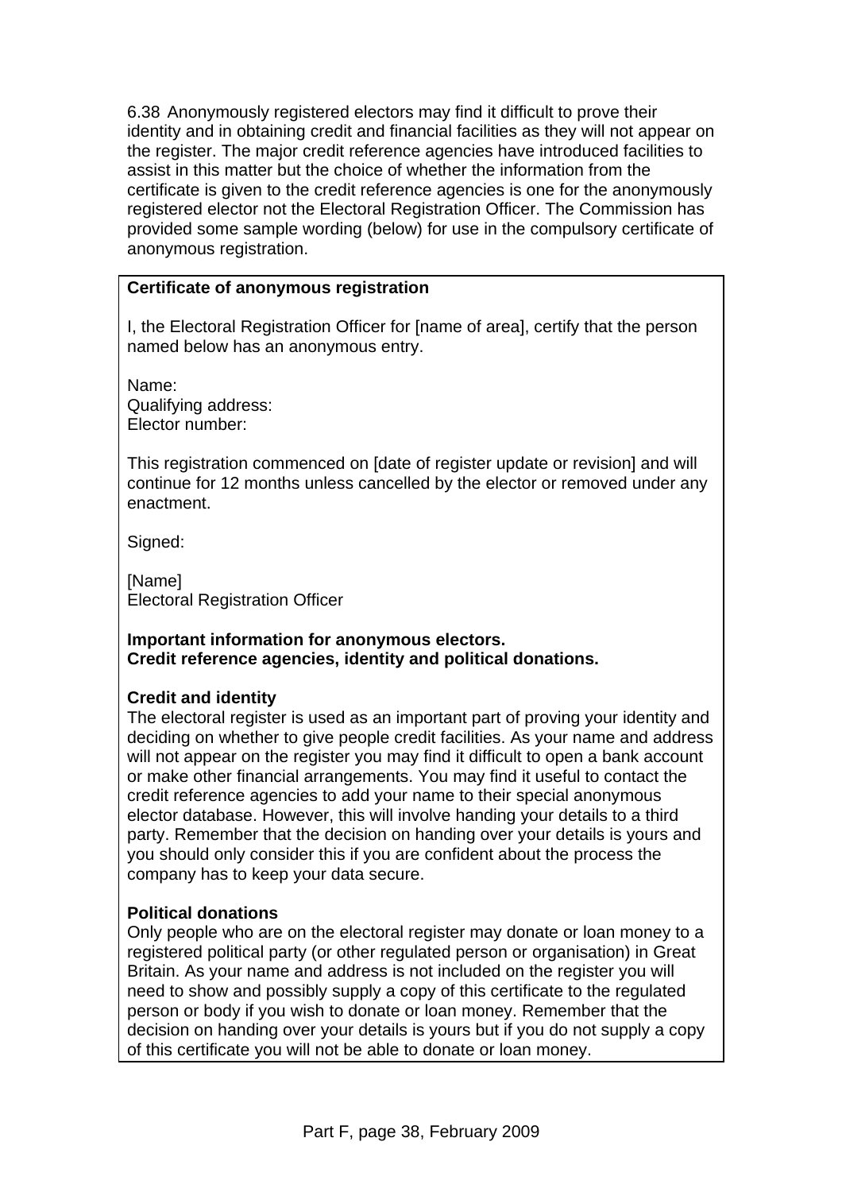6.38 Anonymously registered electors may find it difficult to prove their identity and in obtaining credit and financial facilities as they will not appear on the register. The major credit reference agencies have introduced facilities to assist in this matter but the choice of whether the information from the certificate is given to the credit reference agencies is one for the anonymously registered elector not the Electoral Registration Officer. The Commission has provided some sample wording (below) for use in the compulsory certificate of anonymous registration.

**Certificate of anonymous registration**

I, the Electoral Registration Officer for [name of area], certify that the person named below has an anonymous entry.

Name:
Qualifying address:
Elector number:

This registration commenced on [date of register update or revision] and will continue for 12 months unless cancelled by the elector or removed under any enactment.

Signed:

[Name]
Electoral Registration Officer

**Important information for anonymous electors.**
**Credit reference agencies, identity and political donations.**

**Credit and identity**
The electoral register is used as an important part of proving your identity and deciding on whether to give people credit facilities. As your name and address will not appear on the register you may find it difficult to open a bank account or make other financial arrangements. You may find it useful to contact the credit reference agencies to add your name to their special anonymous elector database. However, this will involve handing your details to a third party. Remember that the decision on handing over your details is yours and you should only consider this if you are confident about the process the company has to keep your data secure.

**Political donations**
Only people who are on the electoral register may donate or loan money to a registered political party (or other regulated person or organisation) in Great Britain. As your name and address is not included on the register you will need to show and possibly supply a copy of this certificate to the regulated person or body if you wish to donate or loan money. Remember that the decision on handing over your details is yours but if you do not supply a copy of this certificate you will not be able to donate or loan money.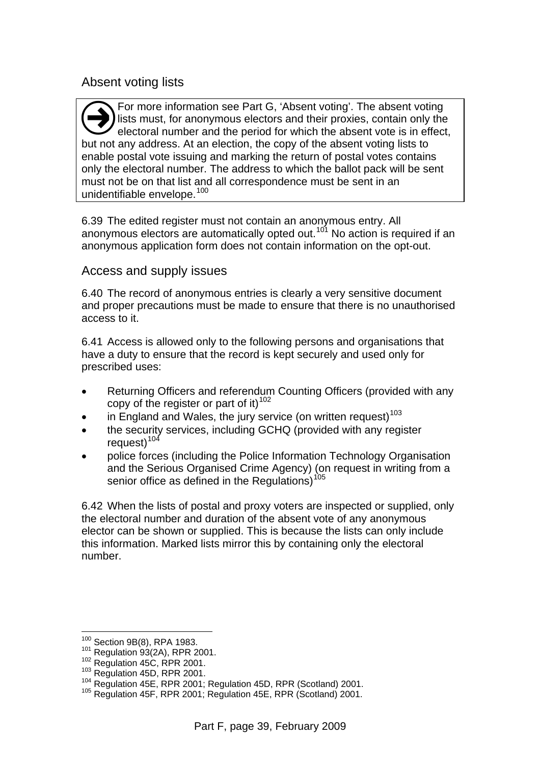## Absent voting lists

> For more information see Part G, 'Absent voting'. The absent voting lists must, for anonymous electors and their proxies, contain only the electoral number and the period for which the absent vote is in effect, but not any address. At an election, the copy of the absent voting lists to enable postal vote issuing and marking the return of postal votes contains only the electoral number. The address to which the ballot pack will be sent must not be on that list and all correspondence must be sent in an unidentifiable envelope.[100]

6.39 The edited register must not contain an anonymous entry. All anonymous electors are automatically opted out.[101] No action is required if an anonymous application form does not contain information on the opt-out.

## Access and supply issues

6.40 The record of anonymous entries is clearly a very sensitive document and proper precautions must be made to ensure that there is no unauthorised access to it.

6.41 Access is allowed only to the following persons and organisations that have a duty to ensure that the record is kept securely and used only for prescribed uses:

- Returning Officers and referendum Counting Officers (provided with any copy of the register or part of it)[102]
- in England and Wales, the jury service (on written request)[103]
- the security services, including GCHQ (provided with any register request)[104]
- police forces (including the Police Information Technology Organisation and the Serious Organised Crime Agency) (on request in writing from a senior office as defined in the Regulations)[105]

6.42 When the lists of postal and proxy voters are inspected or supplied, only the electoral number and duration of the absent vote of any anonymous elector can be shown or supplied. This is because the lists can only include this information. Marked lists mirror this by containing only the electoral number.

---

[100] Section 9B(8), RPA 1983.
[101] Regulation 93(2A), RPR 2001.
[102] Regulation 45C, RPR 2001.
[103] Regulation 45D, RPR 2001.
[104] Regulation 45E, RPR 2001; Regulation 45D, RPR (Scotland) 2001.
[105] Regulation 45F, RPR 2001; Regulation 45E, RPR (Scotland) 2001.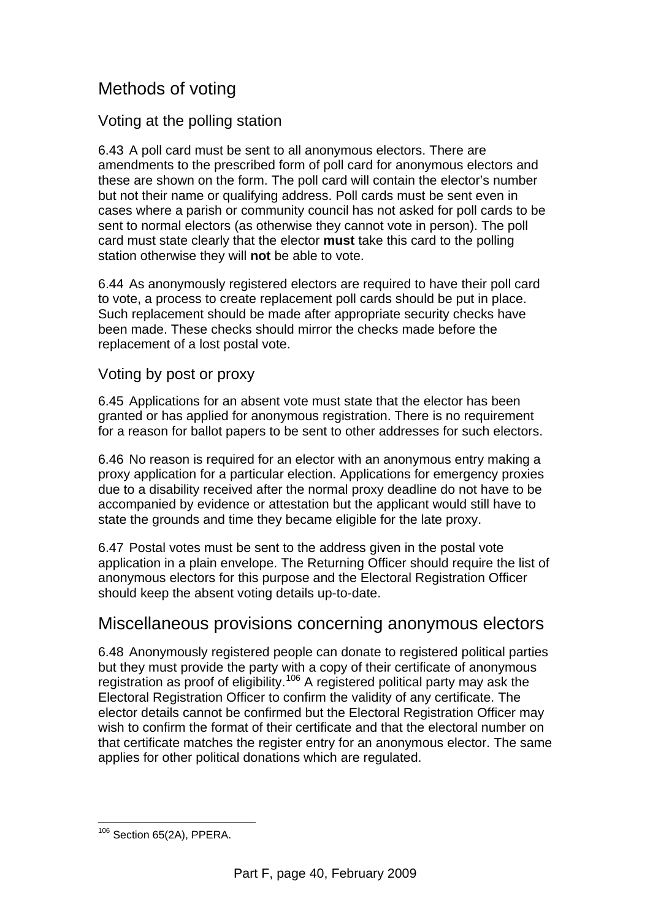## Methods of voting

### Voting at the polling station

6.43 A poll card must be sent to all anonymous electors. There are amendments to the prescribed form of poll card for anonymous electors and these are shown on the form. The poll card will contain the elector's number but not their name or qualifying address. Poll cards must be sent even in cases where a parish or community council has not asked for poll cards to be sent to normal electors (as otherwise they cannot vote in person). The poll card must state clearly that the elector **must** take this card to the polling station otherwise they will **not** be able to vote.

6.44 As anonymously registered electors are required to have their poll card to vote, a process to create replacement poll cards should be put in place. Such replacement should be made after appropriate security checks have been made. These checks should mirror the checks made before the replacement of a lost postal vote.

### Voting by post or proxy

6.45 Applications for an absent vote must state that the elector has been granted or has applied for anonymous registration. There is no requirement for a reason for ballot papers to be sent to other addresses for such electors.

6.46 No reason is required for an elector with an anonymous entry making a proxy application for a particular election. Applications for emergency proxies due to a disability received after the normal proxy deadline do not have to be accompanied by evidence or attestation but the applicant would still have to state the grounds and time they became eligible for the late proxy.

6.47 Postal votes must be sent to the address given in the postal vote application in a plain envelope. The Returning Officer should require the list of anonymous electors for this purpose and the Electoral Registration Officer should keep the absent voting details up-to-date.

## Miscellaneous provisions concerning anonymous electors

6.48 Anonymously registered people can donate to registered political parties but they must provide the party with a copy of their certificate of anonymous registration as proof of eligibility.[106] A registered political party may ask the Electoral Registration Officer to confirm the validity of any certificate. The elector details cannot be confirmed but the Electoral Registration Officer may wish to confirm the format of their certificate and that the electoral number on that certificate matches the register entry for an anonymous elector. The same applies for other political donations which are regulated.

---

[106] Section 65(2A), PPERA.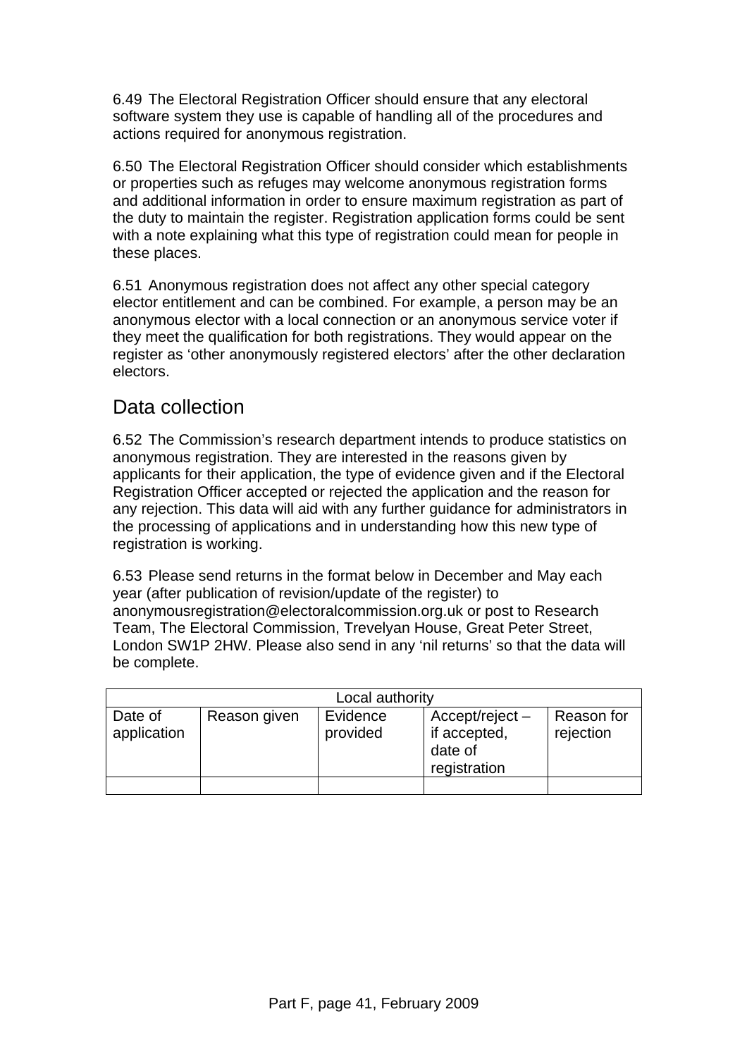6.49 The Electoral Registration Officer should ensure that any electoral software system they use is capable of handling all of the procedures and actions required for anonymous registration.

6.50 The Electoral Registration Officer should consider which establishments or properties such as refuges may welcome anonymous registration forms and additional information in order to ensure maximum registration as part of the duty to maintain the register. Registration application forms could be sent with a note explaining what this type of registration could mean for people in these places.

6.51 Anonymous registration does not affect any other special category elector entitlement and can be combined. For example, a person may be an anonymous elector with a local connection or an anonymous service voter if they meet the qualification for both registrations. They would appear on the register as 'other anonymously registered electors' after the other declaration electors.

## Data collection

6.52 The Commission's research department intends to produce statistics on anonymous registration. They are interested in the reasons given by applicants for their application, the type of evidence given and if the Electoral Registration Officer accepted or rejected the application and the reason for any rejection. This data will aid with any further guidance for administrators in the processing of applications and in understanding how this new type of registration is working.

6.53 Please send returns in the format below in December and May each year (after publication of revision/update of the register) to anonymousregistration@electoralcommission.org.uk or post to Research Team, The Electoral Commission, Trevelyan House, Great Peter Street, London SW1P 2HW. Please also send in any 'nil returns' so that the data will be complete.

| Local authority | | | | |
|---|---|---|---|---|
| Date of application | Reason given | Evidence provided | Accept/reject – if accepted, date of registration | Reason for rejection |
| | | | | |